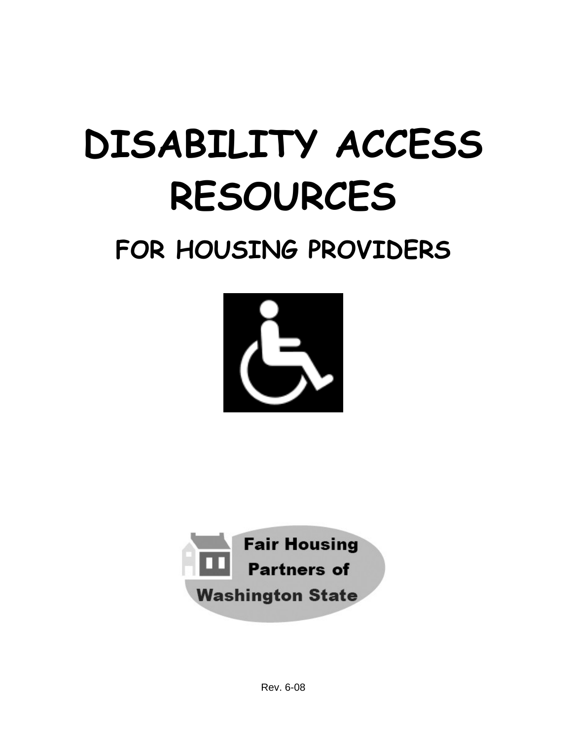# DISABILITY ACCESS RESOURCES

## FOR HOUSING PROVIDERS

Fair Housing Partners of Washington State

Rev. 6-08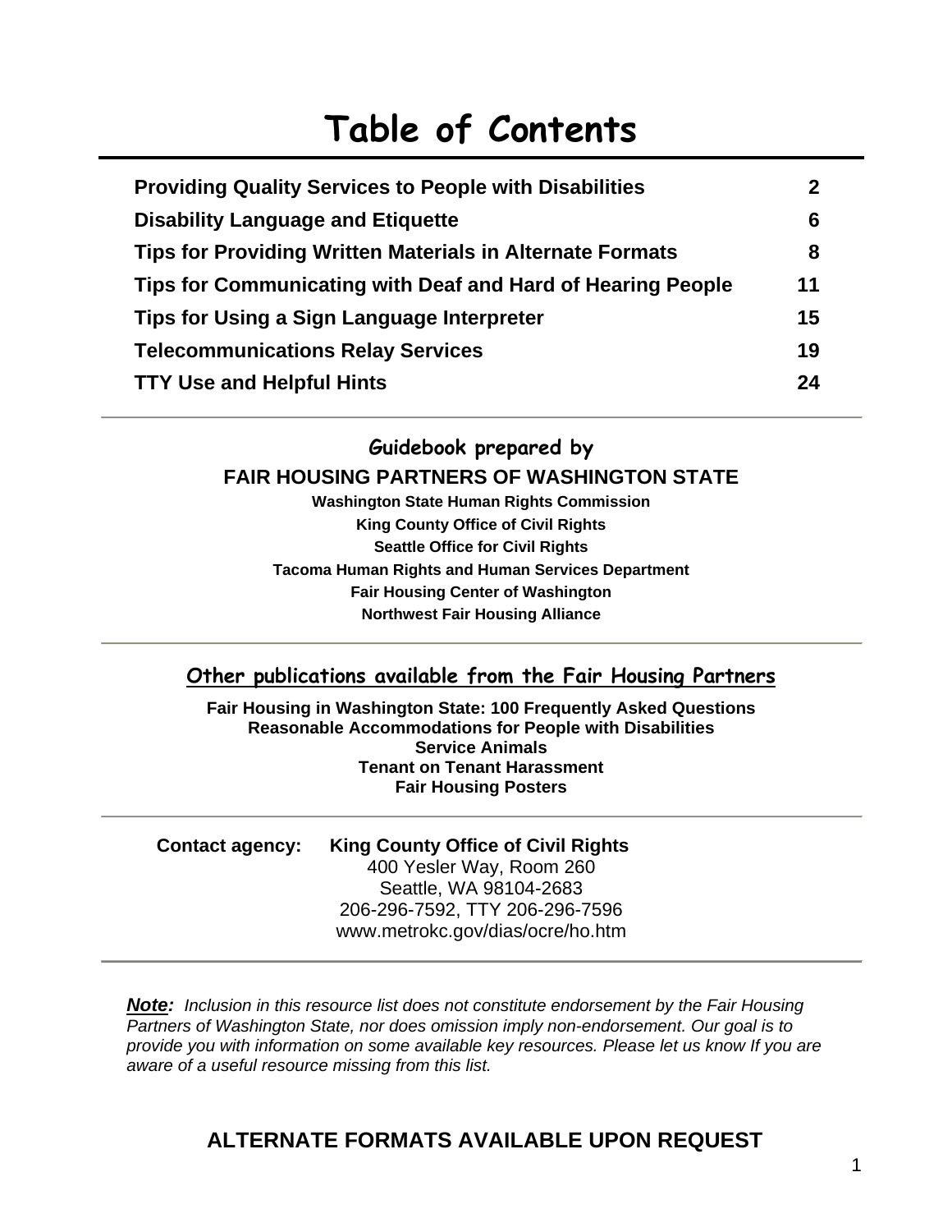# Table of Contents

| | |
|---|---|
| **Providing Quality Services to People with Disabilities** | **2** |
| **Disability Language and Etiquette** | **6** |
| **Tips for Providing Written Materials in Alternate Formats** | **8** |
| **Tips for Communicating with Deaf and Hard of Hearing People** | **11** |
| **Tips for Using a Sign Language Interpreter** | **15** |
| **Telecommunications Relay Services** | **19** |
| **TTY Use and Helpful Hints** | **24** |

---

**Guidebook prepared by**

**FAIR HOUSING PARTNERS OF WASHINGTON STATE**

**Washington State Human Rights Commission**
**King County Office of Civil Rights**
**Seattle Office for Civil Rights**
**Tacoma Human Rights and Human Services Department**
**Fair Housing Center of Washington**
**Northwest Fair Housing Alliance**

---

**Other publications available from the Fair Housing Partners**

**Fair Housing in Washington State: 100 Frequently Asked Questions**
**Reasonable Accommodations for People with Disabilities**
**Service Animals**
**Tenant on Tenant Harassment**
**Fair Housing Posters**

---

**Contact agency:** **King County Office of Civil Rights**
400 Yesler Way, Room 260
Seattle, WA 98104-2683
206-296-7592, TTY 206-296-7596
www.metrokc.gov/dias/ocre/ho.htm

---

***Note:*** *Inclusion in this resource list does not constitute endorsement by the Fair Housing Partners of Washington State, nor does omission imply non-endorsement. Our goal is to provide you with information on some available key resources. Please let us know If you are aware of a useful resource missing from this list.*

**ALTERNATE FORMATS AVAILABLE UPON REQUEST**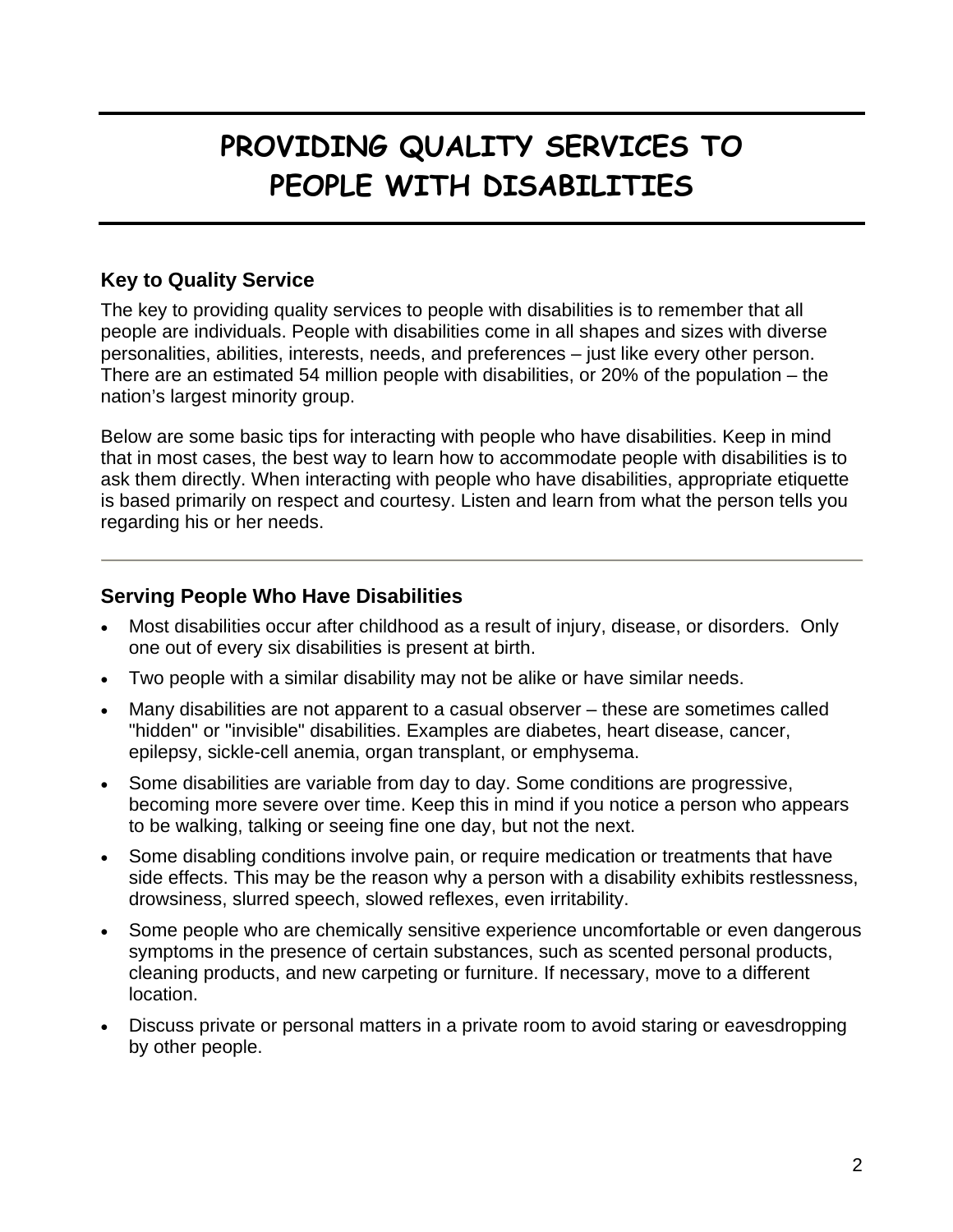# PROVIDING QUALITY SERVICES TO PEOPLE WITH DISABILITIES

## Key to Quality Service

The key to providing quality services to people with disabilities is to remember that all people are individuals. People with disabilities come in all shapes and sizes with diverse personalities, abilities, interests, needs, and preferences – just like every other person. There are an estimated 54 million people with disabilities, or 20% of the population – the nation's largest minority group.

Below are some basic tips for interacting with people who have disabilities. Keep in mind that in most cases, the best way to learn how to accommodate people with disabilities is to ask them directly. When interacting with people who have disabilities, appropriate etiquette is based primarily on respect and courtesy. Listen and learn from what the person tells you regarding his or her needs.

---

## Serving People Who Have Disabilities

- Most disabilities occur after childhood as a result of injury, disease, or disorders. Only one out of every six disabilities is present at birth.
- Two people with a similar disability may not be alike or have similar needs.
- Many disabilities are not apparent to a casual observer – these are sometimes called "hidden" or "invisible" disabilities. Examples are diabetes, heart disease, cancer, epilepsy, sickle-cell anemia, organ transplant, or emphysema.
- Some disabilities are variable from day to day. Some conditions are progressive, becoming more severe over time. Keep this in mind if you notice a person who appears to be walking, talking or seeing fine one day, but not the next.
- Some disabling conditions involve pain, or require medication or treatments that have side effects. This may be the reason why a person with a disability exhibits restlessness, drowsiness, slurred speech, slowed reflexes, even irritability.
- Some people who are chemically sensitive experience uncomfortable or even dangerous symptoms in the presence of certain substances, such as scented personal products, cleaning products, and new carpeting or furniture. If necessary, move to a different location.
- Discuss private or personal matters in a private room to avoid staring or eavesdropping by other people.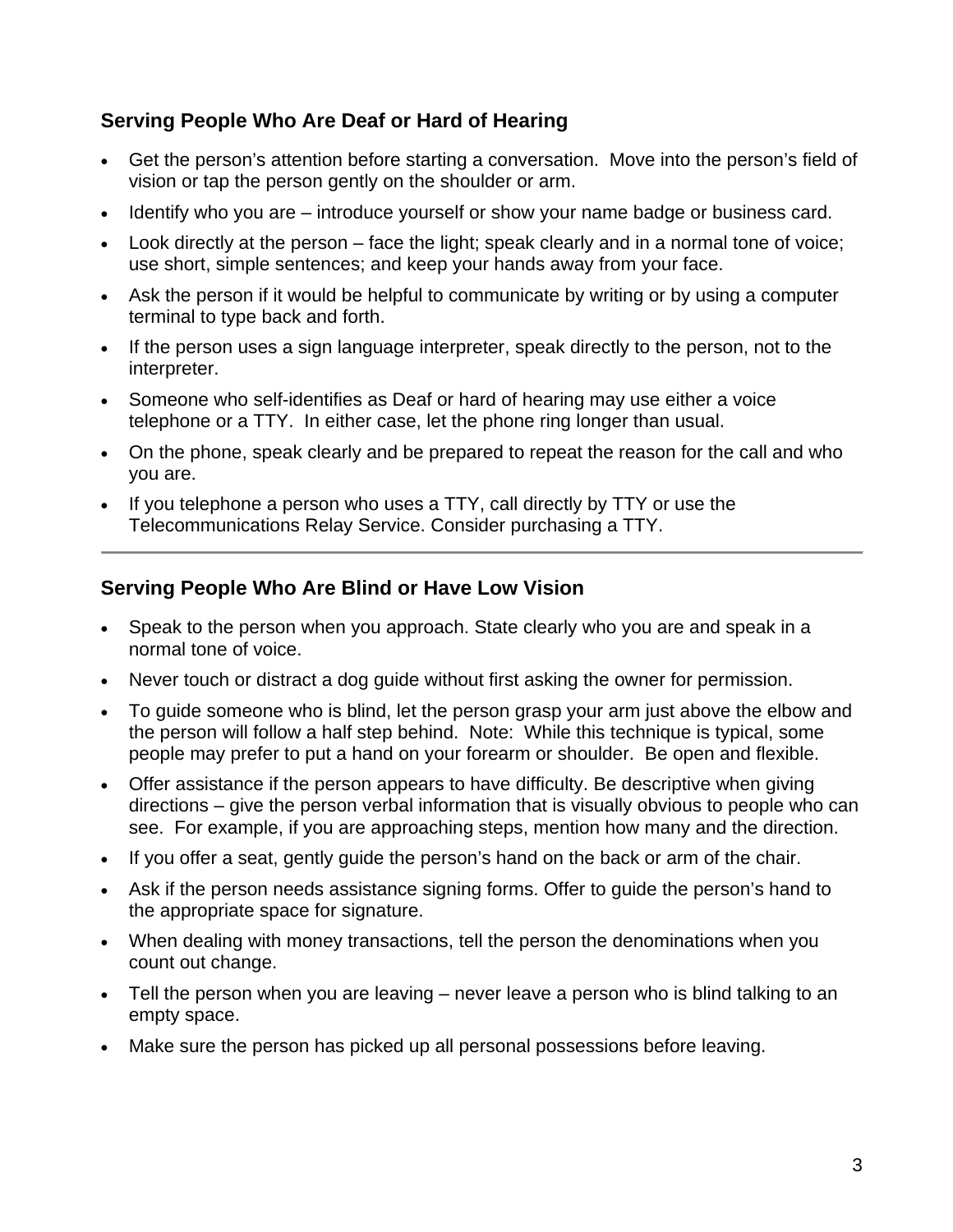## Serving People Who Are Deaf or Hard of Hearing

- Get the person's attention before starting a conversation. Move into the person's field of vision or tap the person gently on the shoulder or arm.
- Identify who you are – introduce yourself or show your name badge or business card.
- Look directly at the person – face the light; speak clearly and in a normal tone of voice; use short, simple sentences; and keep your hands away from your face.
- Ask the person if it would be helpful to communicate by writing or by using a computer terminal to type back and forth.
- If the person uses a sign language interpreter, speak directly to the person, not to the interpreter.
- Someone who self-identifies as Deaf or hard of hearing may use either a voice telephone or a TTY. In either case, let the phone ring longer than usual.
- On the phone, speak clearly and be prepared to repeat the reason for the call and who you are.
- If you telephone a person who uses a TTY, call directly by TTY or use the Telecommunications Relay Service. Consider purchasing a TTY.

---

## Serving People Who Are Blind or Have Low Vision

- Speak to the person when you approach. State clearly who you are and speak in a normal tone of voice.
- Never touch or distract a dog guide without first asking the owner for permission.
- To guide someone who is blind, let the person grasp your arm just above the elbow and the person will follow a half step behind. Note: While this technique is typical, some people may prefer to put a hand on your forearm or shoulder. Be open and flexible.
- Offer assistance if the person appears to have difficulty. Be descriptive when giving directions – give the person verbal information that is visually obvious to people who can see. For example, if you are approaching steps, mention how many and the direction.
- If you offer a seat, gently guide the person's hand on the back or arm of the chair.
- Ask if the person needs assistance signing forms. Offer to guide the person's hand to the appropriate space for signature.
- When dealing with money transactions, tell the person the denominations when you count out change.
- Tell the person when you are leaving – never leave a person who is blind talking to an empty space.
- Make sure the person has picked up all personal possessions before leaving.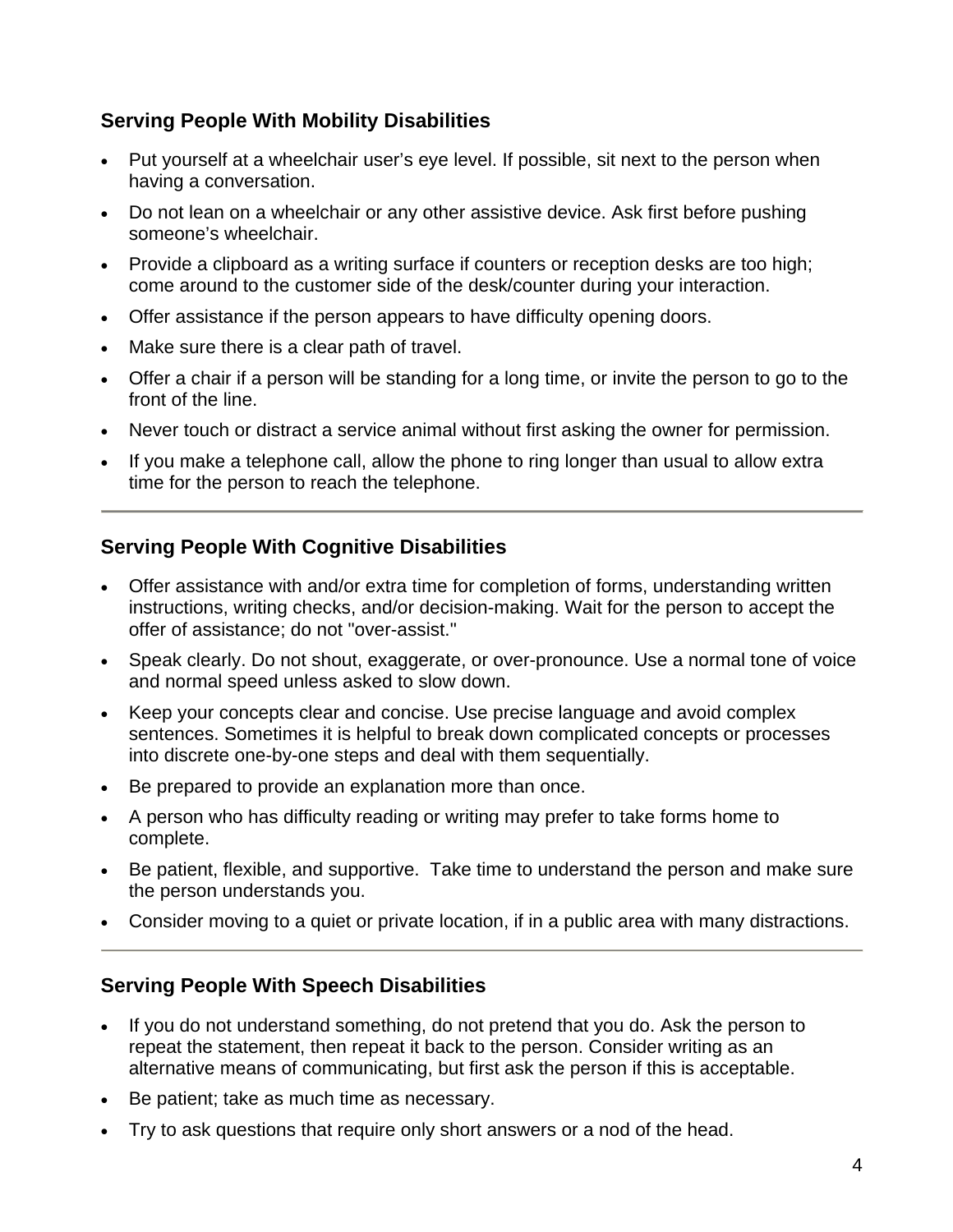### Serving People With Mobility Disabilities

- Put yourself at a wheelchair user's eye level. If possible, sit next to the person when having a conversation.
- Do not lean on a wheelchair or any other assistive device. Ask first before pushing someone's wheelchair.
- Provide a clipboard as a writing surface if counters or reception desks are too high; come around to the customer side of the desk/counter during your interaction.
- Offer assistance if the person appears to have difficulty opening doors.
- Make sure there is a clear path of travel.
- Offer a chair if a person will be standing for a long time, or invite the person to go to the front of the line.
- Never touch or distract a service animal without first asking the owner for permission.
- If you make a telephone call, allow the phone to ring longer than usual to allow extra time for the person to reach the telephone.

---

### Serving People With Cognitive Disabilities

- Offer assistance with and/or extra time for completion of forms, understanding written instructions, writing checks, and/or decision-making. Wait for the person to accept the offer of assistance; do not "over-assist."
- Speak clearly. Do not shout, exaggerate, or over-pronounce. Use a normal tone of voice and normal speed unless asked to slow down.
- Keep your concepts clear and concise. Use precise language and avoid complex sentences. Sometimes it is helpful to break down complicated concepts or processes into discrete one-by-one steps and deal with them sequentially.
- Be prepared to provide an explanation more than once.
- A person who has difficulty reading or writing may prefer to take forms home to complete.
- Be patient, flexible, and supportive. Take time to understand the person and make sure the person understands you.
- Consider moving to a quiet or private location, if in a public area with many distractions.

---

### Serving People With Speech Disabilities

- If you do not understand something, do not pretend that you do. Ask the person to repeat the statement, then repeat it back to the person. Consider writing as an alternative means of communicating, but first ask the person if this is acceptable.
- Be patient; take as much time as necessary.
- Try to ask questions that require only short answers or a nod of the head.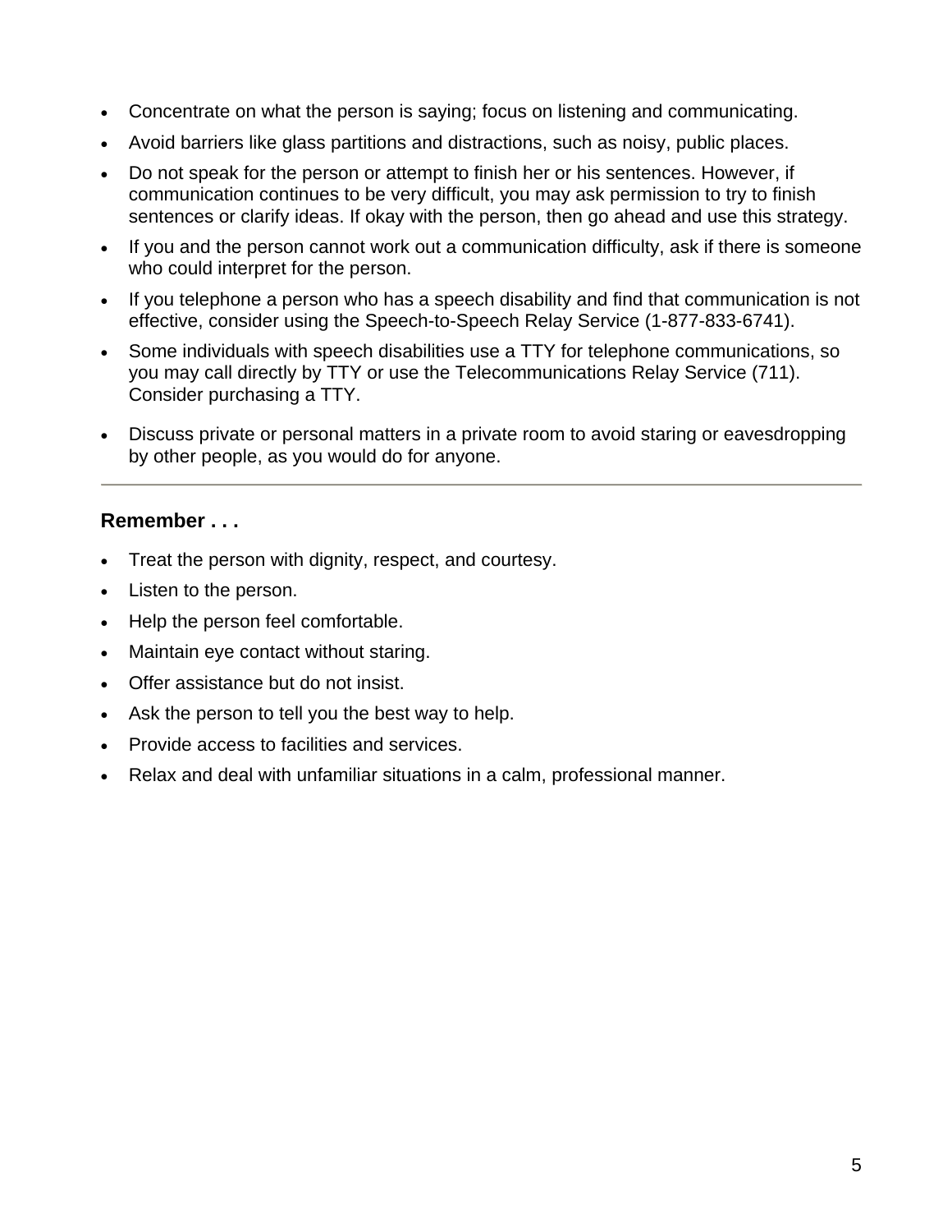- Concentrate on what the person is saying; focus on listening and communicating.
- Avoid barriers like glass partitions and distractions, such as noisy, public places.
- Do not speak for the person or attempt to finish her or his sentences. However, if communication continues to be very difficult, you may ask permission to try to finish sentences or clarify ideas. If okay with the person, then go ahead and use this strategy.
- If you and the person cannot work out a communication difficulty, ask if there is someone who could interpret for the person.
- If you telephone a person who has a speech disability and find that communication is not effective, consider using the Speech-to-Speech Relay Service (1-877-833-6741).
- Some individuals with speech disabilities use a TTY for telephone communications, so you may call directly by TTY or use the Telecommunications Relay Service (711). Consider purchasing a TTY.
- Discuss private or personal matters in a private room to avoid staring or eavesdropping by other people, as you would do for anyone.

---

### Remember . . .

- Treat the person with dignity, respect, and courtesy.
- Listen to the person.
- Help the person feel comfortable.
- Maintain eye contact without staring.
- Offer assistance but do not insist.
- Ask the person to tell you the best way to help.
- Provide access to facilities and services.
- Relax and deal with unfamiliar situations in a calm, professional manner.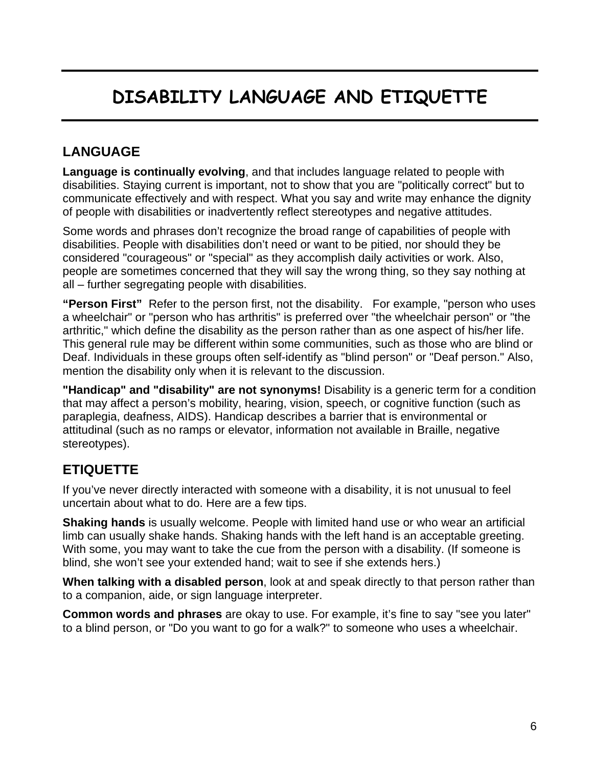# DISABILITY LANGUAGE AND ETIQUETTE

## LANGUAGE

**Language is continually evolving**, and that includes language related to people with disabilities. Staying current is important, not to show that you are "politically correct" but to communicate effectively and with respect. What you say and write may enhance the dignity of people with disabilities or inadvertently reflect stereotypes and negative attitudes.

Some words and phrases don't recognize the broad range of capabilities of people with disabilities. People with disabilities don't need or want to be pitied, nor should they be considered "courageous" or "special" as they accomplish daily activities or work. Also, people are sometimes concerned that they will say the wrong thing, so they say nothing at all – further segregating people with disabilities.

**"Person First"** Refer to the person first, not the disability. For example, "person who uses a wheelchair" or "person who has arthritis" is preferred over "the wheelchair person" or "the arthritic," which define the disability as the person rather than as one aspect of his/her life. This general rule may be different within some communities, such as those who are blind or Deaf. Individuals in these groups often self-identify as "blind person" or "Deaf person." Also, mention the disability only when it is relevant to the discussion.

**"Handicap" and "disability" are not synonyms!** Disability is a generic term for a condition that may affect a person's mobility, hearing, vision, speech, or cognitive function (such as paraplegia, deafness, AIDS). Handicap describes a barrier that is environmental or attitudinal (such as no ramps or elevator, information not available in Braille, negative stereotypes).

## ETIQUETTE

If you've never directly interacted with someone with a disability, it is not unusual to feel uncertain about what to do. Here are a few tips.

**Shaking hands** is usually welcome. People with limited hand use or who wear an artificial limb can usually shake hands. Shaking hands with the left hand is an acceptable greeting. With some, you may want to take the cue from the person with a disability. (If someone is blind, she won't see your extended hand; wait to see if she extends hers.)

**When talking with a disabled person**, look at and speak directly to that person rather than to a companion, aide, or sign language interpreter.

**Common words and phrases** are okay to use. For example, it's fine to say "see you later" to a blind person, or "Do you want to go for a walk?" to someone who uses a wheelchair.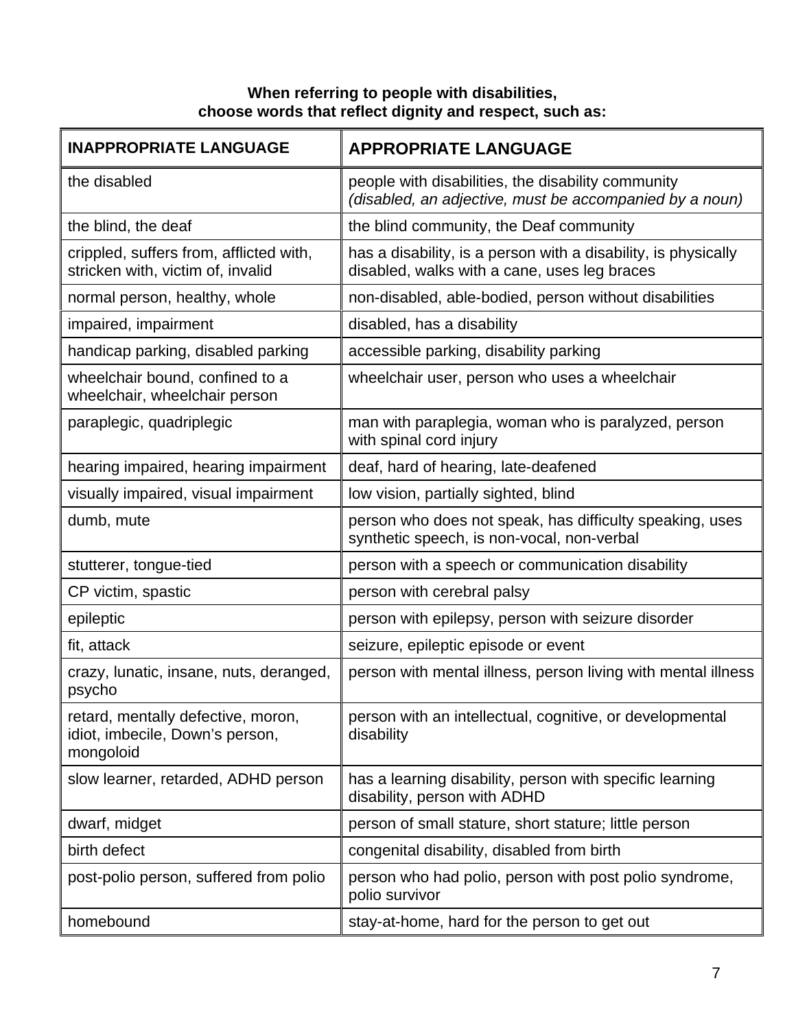**When referring to people with disabilities, choose words that reflect dignity and respect, such as:**

| INAPPROPRIATE LANGUAGE | APPROPRIATE LANGUAGE |
|---|---|
| the disabled | people with disabilities, the disability community *(disabled, an adjective, must be accompanied by a noun)* |
| the blind, the deaf | the blind community, the Deaf community |
| crippled, suffers from, afflicted with, stricken with, victim of, invalid | has a disability, is a person with a disability, is physically disabled, walks with a cane, uses leg braces |
| normal person, healthy, whole | non-disabled, able-bodied, person without disabilities |
| impaired, impairment | disabled, has a disability |
| handicap parking, disabled parking | accessible parking, disability parking |
| wheelchair bound, confined to a wheelchair, wheelchair person | wheelchair user, person who uses a wheelchair |
| paraplegic, quadriplegic | man with paraplegia, woman who is paralyzed, person with spinal cord injury |
| hearing impaired, hearing impairment | deaf, hard of hearing, late-deafened |
| visually impaired, visual impairment | low vision, partially sighted, blind |
| dumb, mute | person who does not speak, has difficulty speaking, uses synthetic speech, is non-vocal, non-verbal |
| stutterer, tongue-tied | person with a speech or communication disability |
| CP victim, spastic | person with cerebral palsy |
| epileptic | person with epilepsy, person with seizure disorder |
| fit, attack | seizure, epileptic episode or event |
| crazy, lunatic, insane, nuts, deranged, psycho | person with mental illness, person living with mental illness |
| retard, mentally defective, moron, idiot, imbecile, Down's person, mongoloid | person with an intellectual, cognitive, or developmental disability |
| slow learner, retarded, ADHD person | has a learning disability, person with specific learning disability, person with ADHD |
| dwarf, midget | person of small stature, short stature; little person |
| birth defect | congenital disability, disabled from birth |
| post-polio person, suffered from polio | person who had polio, person with post polio syndrome, polio survivor |
| homebound | stay-at-home, hard for the person to get out |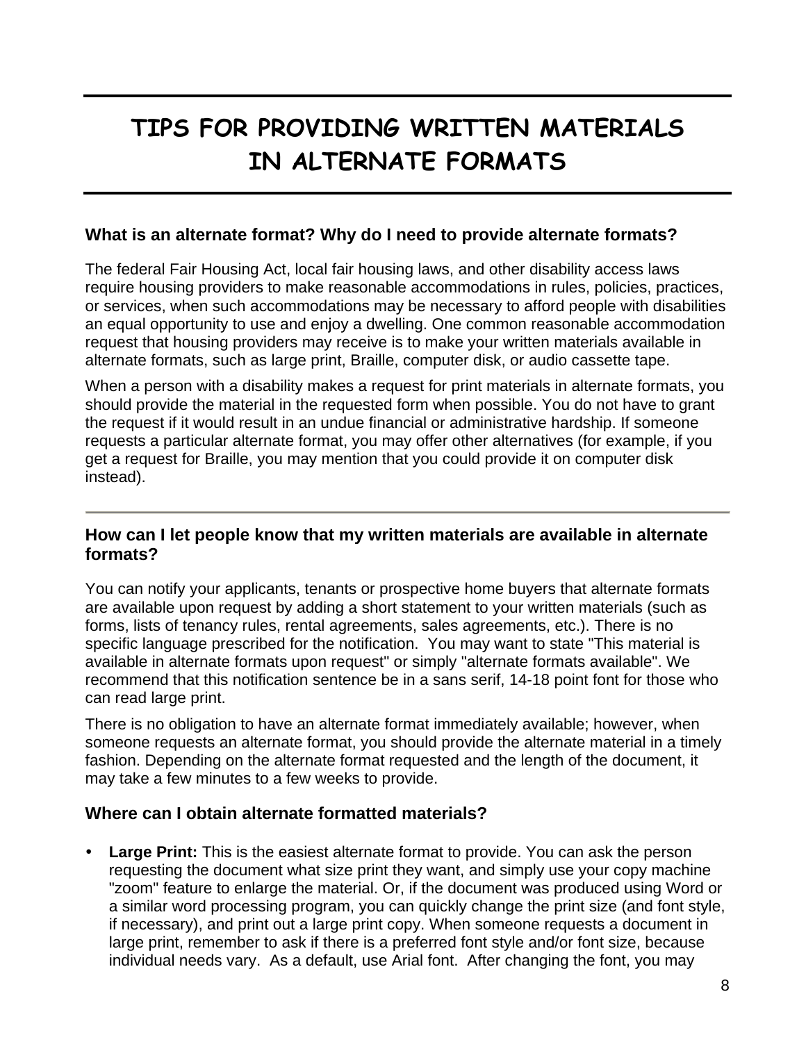# TIPS FOR PROVIDING WRITTEN MATERIALS IN ALTERNATE FORMATS

### What is an alternate format? Why do I need to provide alternate formats?

The federal Fair Housing Act, local fair housing laws, and other disability access laws require housing providers to make reasonable accommodations in rules, policies, practices, or services, when such accommodations may be necessary to afford people with disabilities an equal opportunity to use and enjoy a dwelling. One common reasonable accommodation request that housing providers may receive is to make your written materials available in alternate formats, such as large print, Braille, computer disk, or audio cassette tape.

When a person with a disability makes a request for print materials in alternate formats, you should provide the material in the requested form when possible. You do not have to grant the request if it would result in an undue financial or administrative hardship. If someone requests a particular alternate format, you may offer other alternatives (for example, if you get a request for Braille, you may mention that you could provide it on computer disk instead).

---

### How can I let people know that my written materials are available in alternate formats?

You can notify your applicants, tenants or prospective home buyers that alternate formats are available upon request by adding a short statement to your written materials (such as forms, lists of tenancy rules, rental agreements, sales agreements, etc.). There is no specific language prescribed for the notification. You may want to state "This material is available in alternate formats upon request" or simply "alternate formats available". We recommend that this notification sentence be in a sans serif, 14-18 point font for those who can read large print.

There is no obligation to have an alternate format immediately available; however, when someone requests an alternate format, you should provide the alternate material in a timely fashion. Depending on the alternate format requested and the length of the document, it may take a few minutes to a few weeks to provide.

### Where can I obtain alternate formatted materials?

- **Large Print:** This is the easiest alternate format to provide. You can ask the person requesting the document what size print they want, and simply use your copy machine "zoom" feature to enlarge the material. Or, if the document was produced using Word or a similar word processing program, you can quickly change the print size (and font style, if necessary), and print out a large print copy. When someone requests a document in large print, remember to ask if there is a preferred font style and/or font size, because individual needs vary. As a default, use Arial font. After changing the font, you may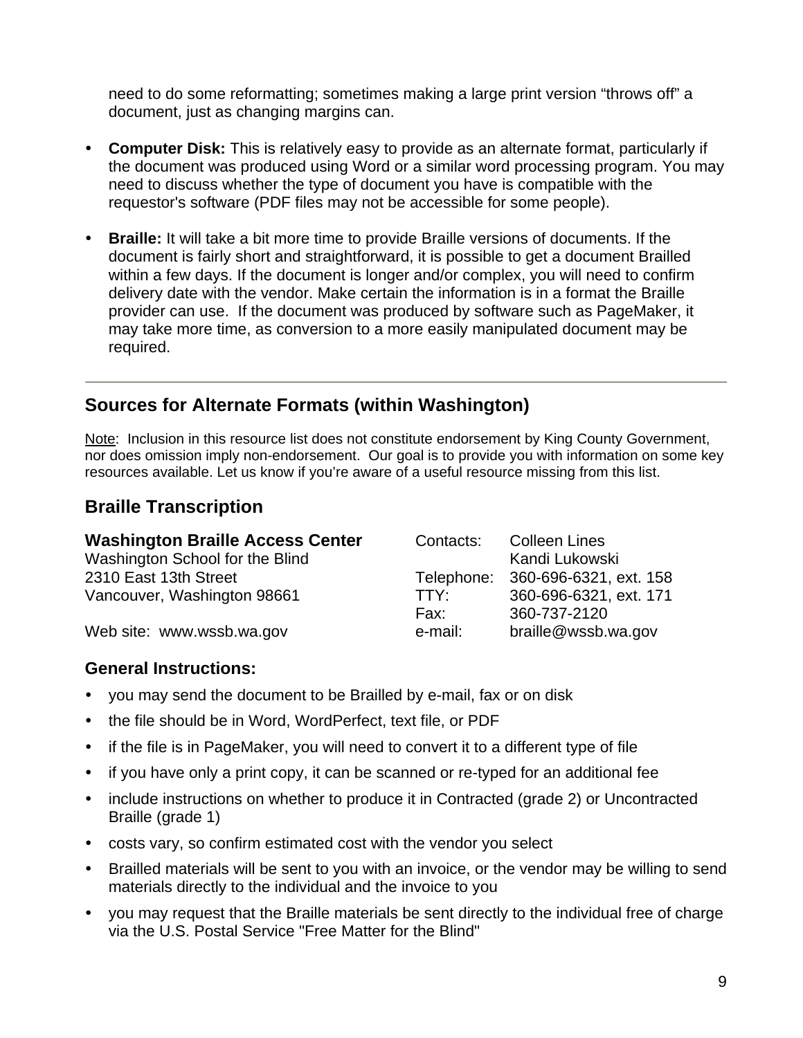need to do some reformatting; sometimes making a large print version "throws off" a document, just as changing margins can.

- **Computer Disk:** This is relatively easy to provide as an alternate format, particularly if the document was produced using Word or a similar word processing program. You may need to discuss whether the type of document you have is compatible with the requestor's software (PDF files may not be accessible for some people).
- **Braille:** It will take a bit more time to provide Braille versions of documents. If the document is fairly short and straightforward, it is possible to get a document Brailled within a few days. If the document is longer and/or complex, you will need to confirm delivery date with the vendor. Make certain the information is in a format the Braille provider can use. If the document was produced by software such as PageMaker, it may take more time, as conversion to a more easily manipulated document may be required.

---

## Sources for Alternate Formats (within Washington)

<u>Note</u>: Inclusion in this resource list does not constitute endorsement by King County Government, nor does omission imply non-endorsement. Our goal is to provide you with information on some key resources available. Let us know if you're aware of a useful resource missing from this list.

## Braille Transcription

**Washington Braille Access Center**
Washington School for the Blind
2310 East 13th Street
Vancouver, Washington 98661

Web site: www.wssb.wa.gov

Contacts: Colleen Lines, Kandi Lukowski
Telephone: 360-696-6321, ext. 158
TTY: 360-696-6321, ext. 171
Fax: 360-737-2120
e-mail: braille@wssb.wa.gov

### General Instructions:

- you may send the document to be Brailled by e-mail, fax or on disk
- the file should be in Word, WordPerfect, text file, or PDF
- if the file is in PageMaker, you will need to convert it to a different type of file
- if you have only a print copy, it can be scanned or re-typed for an additional fee
- include instructions on whether to produce it in Contracted (grade 2) or Uncontracted Braille (grade 1)
- costs vary, so confirm estimated cost with the vendor you select
- Brailled materials will be sent to you with an invoice, or the vendor may be willing to send materials directly to the individual and the invoice to you
- you may request that the Braille materials be sent directly to the individual free of charge via the U.S. Postal Service "Free Matter for the Blind"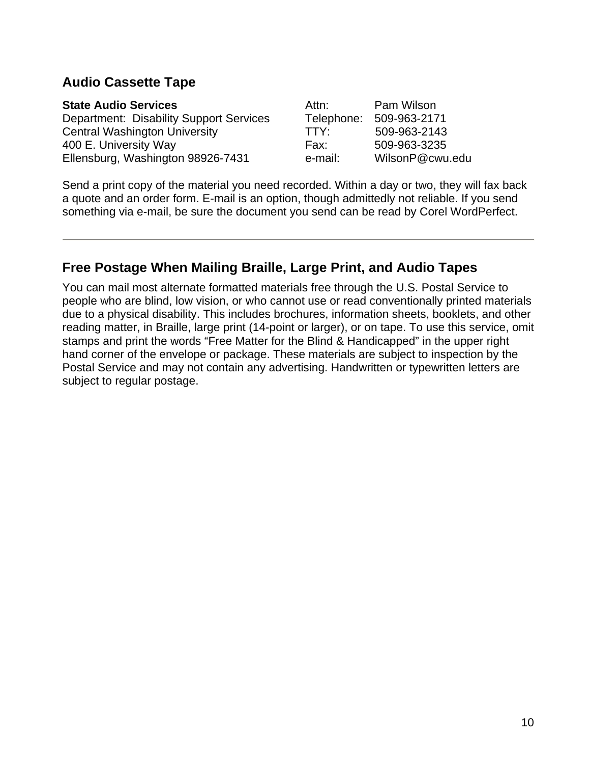## Audio Cassette Tape

**State Audio Services**
Department: Disability Support Services
Central Washington University
400 E. University Way
Ellensburg, Washington 98926-7431

Attn: Pam Wilson
Telephone: 509-963-2171
TTY: 509-963-2143
Fax: 509-963-3235
e-mail: WilsonP@cwu.edu

Send a print copy of the material you need recorded. Within a day or two, they will fax back a quote and an order form. E-mail is an option, though admittedly not reliable. If you send something via e-mail, be sure the document you send can be read by Corel WordPerfect.

---

## Free Postage When Mailing Braille, Large Print, and Audio Tapes

You can mail most alternate formatted materials free through the U.S. Postal Service to people who are blind, low vision, or who cannot use or read conventionally printed materials due to a physical disability. This includes brochures, information sheets, booklets, and other reading matter, in Braille, large print (14-point or larger), or on tape. To use this service, omit stamps and print the words “Free Matter for the Blind & Handicapped” in the upper right hand corner of the envelope or package. These materials are subject to inspection by the Postal Service and may not contain any advertising. Handwritten or typewritten letters are subject to regular postage.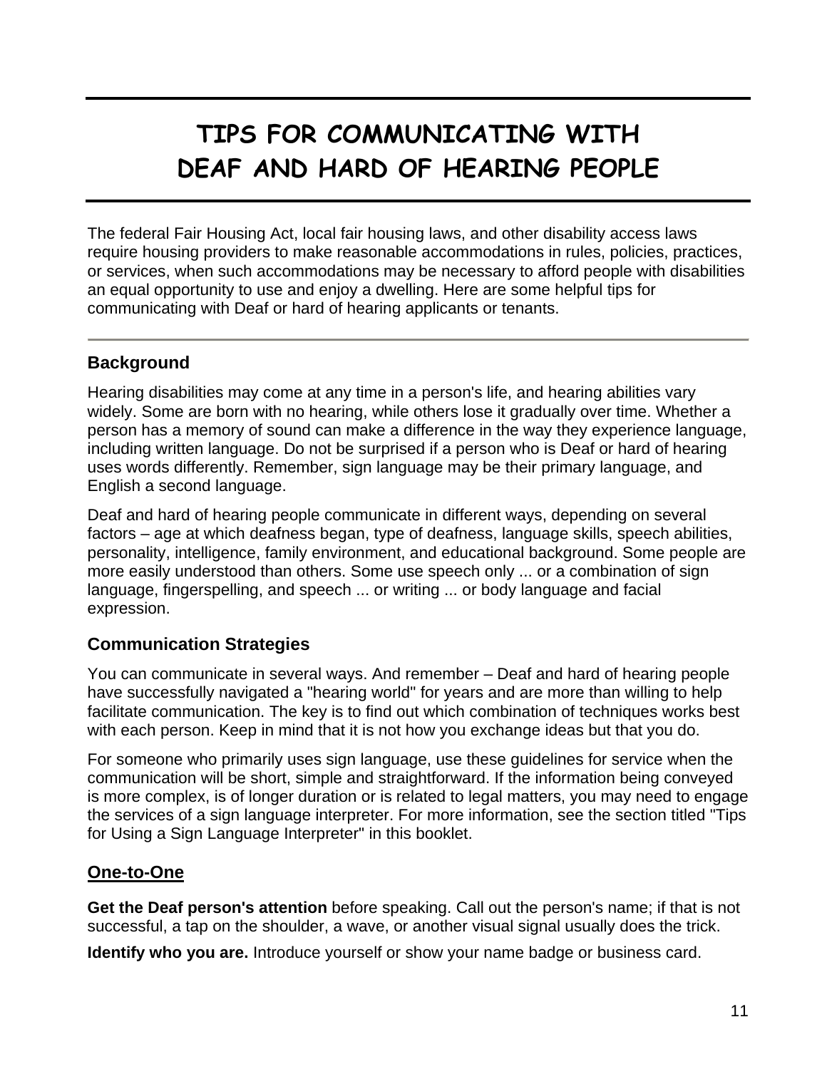# TIPS FOR COMMUNICATING WITH DEAF AND HARD OF HEARING PEOPLE

The federal Fair Housing Act, local fair housing laws, and other disability access laws require housing providers to make reasonable accommodations in rules, policies, practices, or services, when such accommodations may be necessary to afford people with disabilities an equal opportunity to use and enjoy a dwelling. Here are some helpful tips for communicating with Deaf or hard of hearing applicants or tenants.

---

### Background

Hearing disabilities may come at any time in a person's life, and hearing abilities vary widely. Some are born with no hearing, while others lose it gradually over time. Whether a person has a memory of sound can make a difference in the way they experience language, including written language. Do not be surprised if a person who is Deaf or hard of hearing uses words differently. Remember, sign language may be their primary language, and English a second language.

Deaf and hard of hearing people communicate in different ways, depending on several factors – age at which deafness began, type of deafness, language skills, speech abilities, personality, intelligence, family environment, and educational background. Some people are more easily understood than others. Some use speech only ... or a combination of sign language, fingerspelling, and speech ... or writing ... or body language and facial expression.

### Communication Strategies

You can communicate in several ways. And remember – Deaf and hard of hearing people have successfully navigated a "hearing world" for years and are more than willing to help facilitate communication. The key is to find out which combination of techniques works best with each person. Keep in mind that it is not how you exchange ideas but that you do.

For someone who primarily uses sign language, use these guidelines for service when the communication will be short, simple and straightforward. If the information being conveyed is more complex, is of longer duration or is related to legal matters, you may need to engage the services of a sign language interpreter. For more information, see the section titled "Tips for Using a Sign Language Interpreter" in this booklet.

### One-to-One

**Get the Deaf person's attention** before speaking. Call out the person's name; if that is not successful, a tap on the shoulder, a wave, or another visual signal usually does the trick.

**Identify who you are.** Introduce yourself or show your name badge or business card.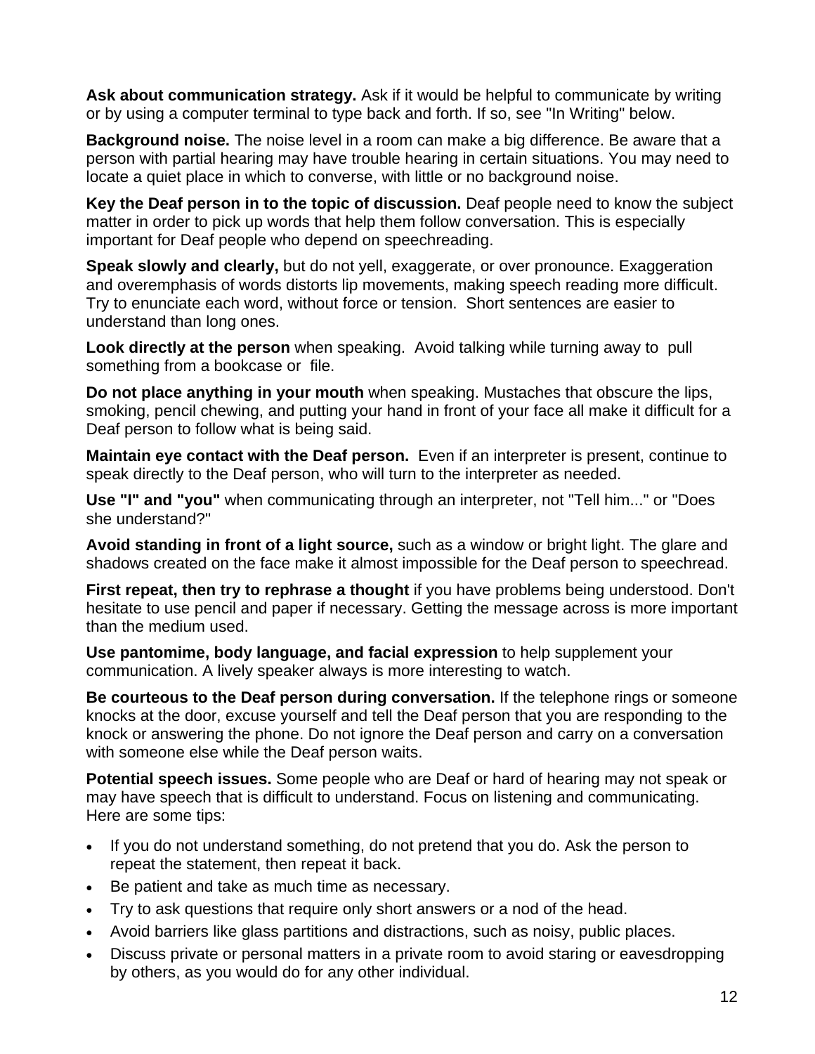**Ask about communication strategy.** Ask if it would be helpful to communicate by writing or by using a computer terminal to type back and forth. If so, see "In Writing" below.

**Background noise.** The noise level in a room can make a big difference. Be aware that a person with partial hearing may have trouble hearing in certain situations. You may need to locate a quiet place in which to converse, with little or no background noise.

**Key the Deaf person in to the topic of discussion.** Deaf people need to know the subject matter in order to pick up words that help them follow conversation. This is especially important for Deaf people who depend on speechreading.

**Speak slowly and clearly,** but do not yell, exaggerate, or over pronounce. Exaggeration and overemphasis of words distorts lip movements, making speech reading more difficult. Try to enunciate each word, without force or tension. Short sentences are easier to understand than long ones.

**Look directly at the person** when speaking. Avoid talking while turning away to pull something from a bookcase or file.

**Do not place anything in your mouth** when speaking. Mustaches that obscure the lips, smoking, pencil chewing, and putting your hand in front of your face all make it difficult for a Deaf person to follow what is being said.

**Maintain eye contact with the Deaf person.** Even if an interpreter is present, continue to speak directly to the Deaf person, who will turn to the interpreter as needed.

**Use "I" and "you"** when communicating through an interpreter, not "Tell him..." or "Does she understand?"

**Avoid standing in front of a light source,** such as a window or bright light. The glare and shadows created on the face make it almost impossible for the Deaf person to speechread.

**First repeat, then try to rephrase a thought** if you have problems being understood. Don't hesitate to use pencil and paper if necessary. Getting the message across is more important than the medium used.

**Use pantomime, body language, and facial expression** to help supplement your communication. A lively speaker always is more interesting to watch.

**Be courteous to the Deaf person during conversation.** If the telephone rings or someone knocks at the door, excuse yourself and tell the Deaf person that you are responding to the knock or answering the phone. Do not ignore the Deaf person and carry on a conversation with someone else while the Deaf person waits.

**Potential speech issues.** Some people who are Deaf or hard of hearing may not speak or may have speech that is difficult to understand. Focus on listening and communicating. Here are some tips:

- If you do not understand something, do not pretend that you do. Ask the person to repeat the statement, then repeat it back.
- Be patient and take as much time as necessary.
- Try to ask questions that require only short answers or a nod of the head.
- Avoid barriers like glass partitions and distractions, such as noisy, public places.
- Discuss private or personal matters in a private room to avoid staring or eavesdropping by others, as you would do for any other individual.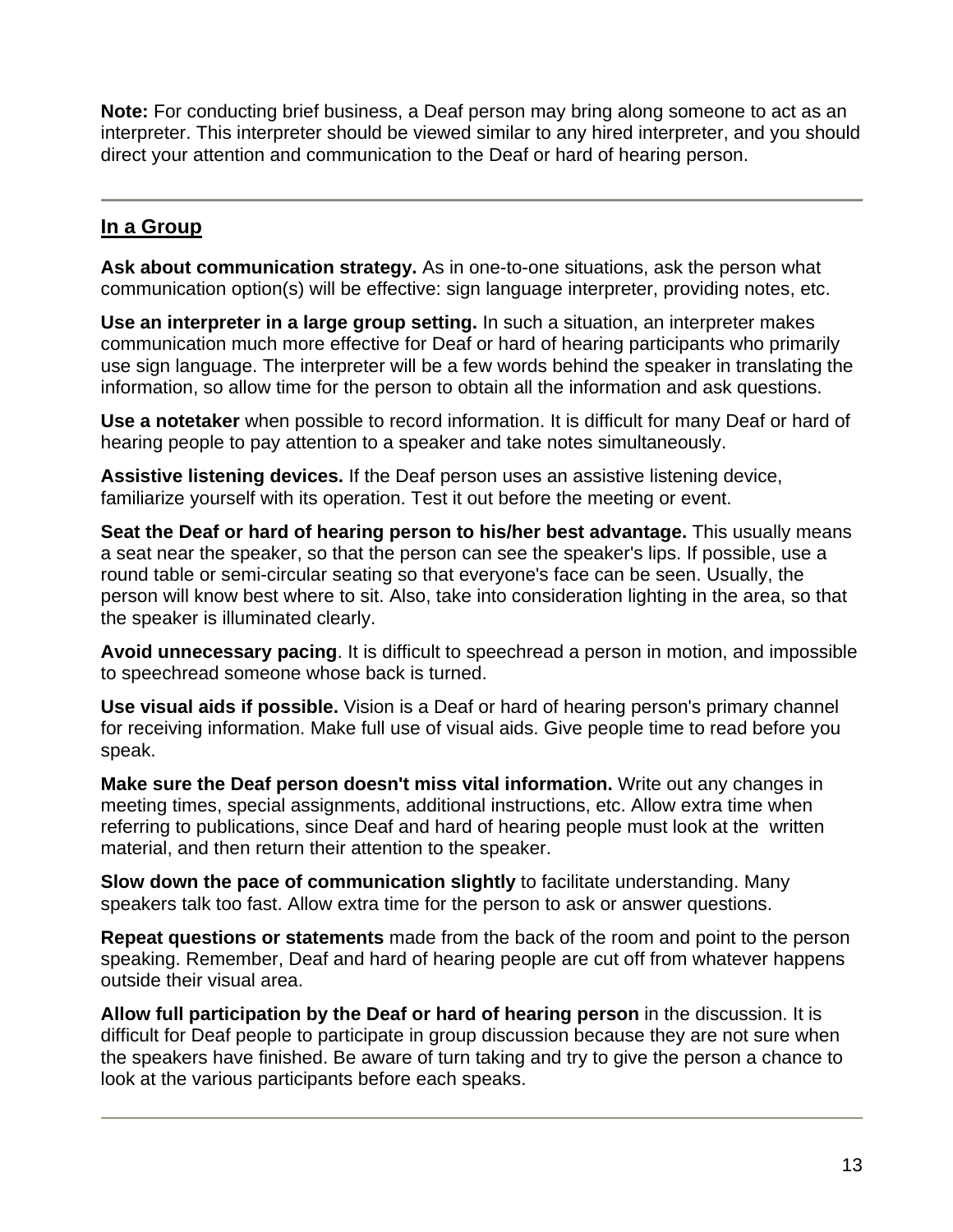**Note:** For conducting brief business, a Deaf person may bring along someone to act as an interpreter. This interpreter should be viewed similar to any hired interpreter, and you should direct your attention and communication to the Deaf or hard of hearing person.

---

## <u>In a Group</u>

**Ask about communication strategy.** As in one-to-one situations, ask the person what communication option(s) will be effective: sign language interpreter, providing notes, etc.

**Use an interpreter in a large group setting.** In such a situation, an interpreter makes communication much more effective for Deaf or hard of hearing participants who primarily use sign language. The interpreter will be a few words behind the speaker in translating the information, so allow time for the person to obtain all the information and ask questions.

**Use a notetaker** when possible to record information. It is difficult for many Deaf or hard of hearing people to pay attention to a speaker and take notes simultaneously.

**Assistive listening devices.** If the Deaf person uses an assistive listening device, familiarize yourself with its operation. Test it out before the meeting or event.

**Seat the Deaf or hard of hearing person to his/her best advantage.** This usually means a seat near the speaker, so that the person can see the speaker's lips. If possible, use a round table or semi-circular seating so that everyone's face can be seen. Usually, the person will know best where to sit. Also, take into consideration lighting in the area, so that the speaker is illuminated clearly.

**Avoid unnecessary pacing**. It is difficult to speechread a person in motion, and impossible to speechread someone whose back is turned.

**Use visual aids if possible.** Vision is a Deaf or hard of hearing person's primary channel for receiving information. Make full use of visual aids. Give people time to read before you speak.

**Make sure the Deaf person doesn't miss vital information.** Write out any changes in meeting times, special assignments, additional instructions, etc. Allow extra time when referring to publications, since Deaf and hard of hearing people must look at the written material, and then return their attention to the speaker.

**Slow down the pace of communication slightly** to facilitate understanding. Many speakers talk too fast. Allow extra time for the person to ask or answer questions.

**Repeat questions or statements** made from the back of the room and point to the person speaking. Remember, Deaf and hard of hearing people are cut off from whatever happens outside their visual area.

**Allow full participation by the Deaf or hard of hearing person** in the discussion. It is difficult for Deaf people to participate in group discussion because they are not sure when the speakers have finished. Be aware of turn taking and try to give the person a chance to look at the various participants before each speaks.

---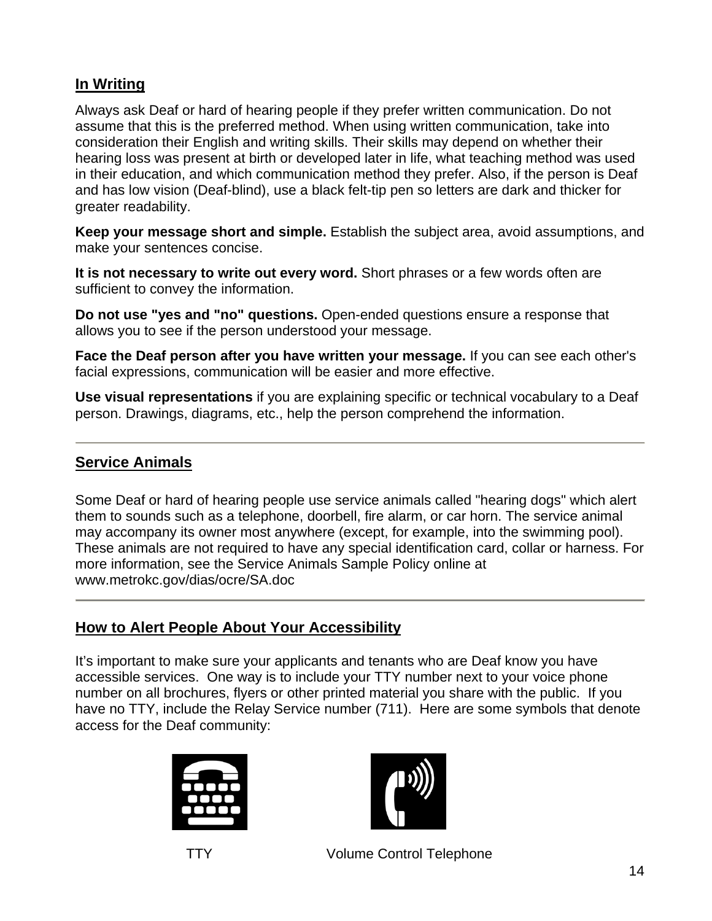## In Writing

Always ask Deaf or hard of hearing people if they prefer written communication. Do not assume that this is the preferred method. When using written communication, take into consideration their English and writing skills. Their skills may depend on whether their hearing loss was present at birth or developed later in life, what teaching method was used in their education, and which communication method they prefer. Also, if the person is Deaf and has low vision (Deaf-blind), use a black felt-tip pen so letters are dark and thicker for greater readability.

**Keep your message short and simple.** Establish the subject area, avoid assumptions, and make your sentences concise.

**It is not necessary to write out every word.** Short phrases or a few words often are sufficient to convey the information.

**Do not use "yes and "no" questions.** Open-ended questions ensure a response that allows you to see if the person understood your message.

**Face the Deaf person after you have written your message.** If you can see each other's facial expressions, communication will be easier and more effective.

**Use visual representations** if you are explaining specific or technical vocabulary to a Deaf person. Drawings, diagrams, etc., help the person comprehend the information.

---

## Service Animals

Some Deaf or hard of hearing people use service animals called "hearing dogs" which alert them to sounds such as a telephone, doorbell, fire alarm, or car horn. The service animal may accompany its owner most anywhere (except, for example, into the swimming pool). These animals are not required to have any special identification card, collar or harness. For more information, see the Service Animals Sample Policy online at www.metrokc.gov/dias/ocre/SA.doc

---

## How to Alert People About Your Accessibility

It's important to make sure your applicants and tenants who are Deaf know you have accessible services. One way is to include your TTY number next to your voice phone number on all brochures, flyers or other printed material you share with the public. If you have no TTY, include the Relay Service number (711). Here are some symbols that denote access for the Deaf community:

TTY

Volume Control Telephone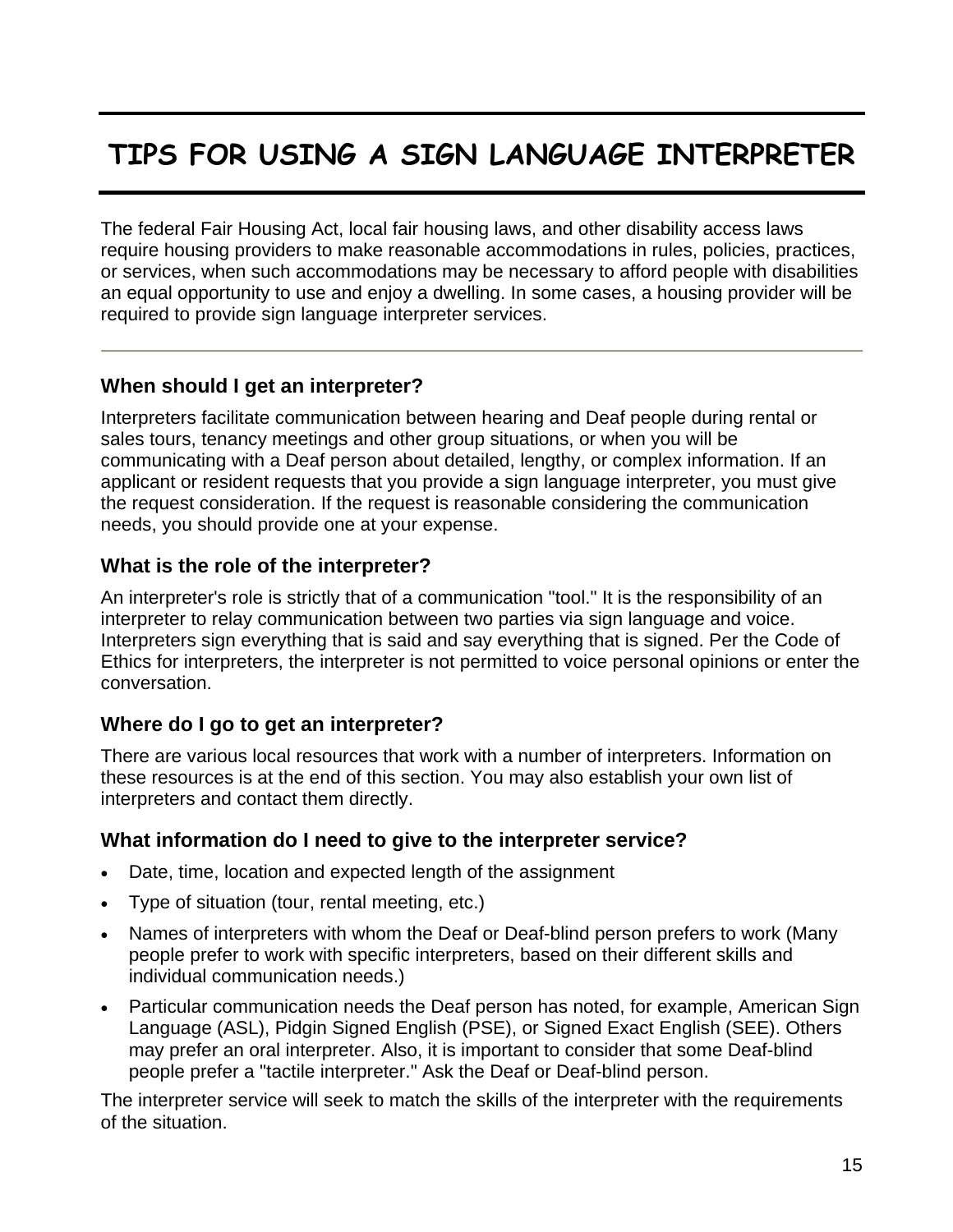# TIPS FOR USING A SIGN LANGUAGE INTERPRETER

The federal Fair Housing Act, local fair housing laws, and other disability access laws require housing providers to make reasonable accommodations in rules, policies, practices, or services, when such accommodations may be necessary to afford people with disabilities an equal opportunity to use and enjoy a dwelling. In some cases, a housing provider will be required to provide sign language interpreter services.

---

### When should I get an interpreter?

Interpreters facilitate communication between hearing and Deaf people during rental or sales tours, tenancy meetings and other group situations, or when you will be communicating with a Deaf person about detailed, lengthy, or complex information. If an applicant or resident requests that you provide a sign language interpreter, you must give the request consideration. If the request is reasonable considering the communication needs, you should provide one at your expense.

### What is the role of the interpreter?

An interpreter's role is strictly that of a communication "tool." It is the responsibility of an interpreter to relay communication between two parties via sign language and voice. Interpreters sign everything that is said and say everything that is signed. Per the Code of Ethics for interpreters, the interpreter is not permitted to voice personal opinions or enter the conversation.

### Where do I go to get an interpreter?

There are various local resources that work with a number of interpreters. Information on these resources is at the end of this section. You may also establish your own list of interpreters and contact them directly.

### What information do I need to give to the interpreter service?

- Date, time, location and expected length of the assignment
- Type of situation (tour, rental meeting, etc.)
- Names of interpreters with whom the Deaf or Deaf-blind person prefers to work (Many people prefer to work with specific interpreters, based on their different skills and individual communication needs.)
- Particular communication needs the Deaf person has noted, for example, American Sign Language (ASL), Pidgin Signed English (PSE), or Signed Exact English (SEE). Others may prefer an oral interpreter. Also, it is important to consider that some Deaf-blind people prefer a "tactile interpreter." Ask the Deaf or Deaf-blind person.

The interpreter service will seek to match the skills of the interpreter with the requirements of the situation.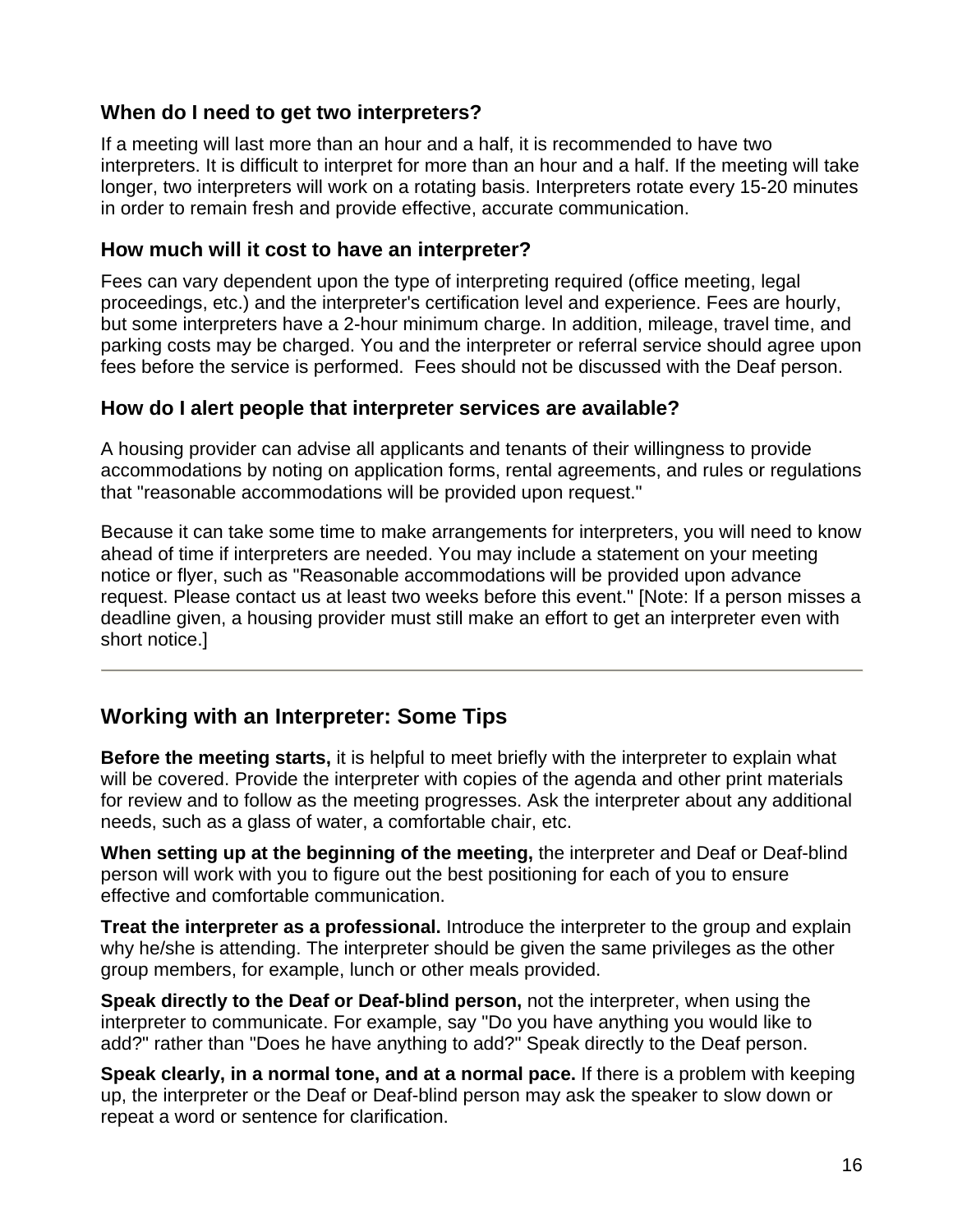### When do I need to get two interpreters?

If a meeting will last more than an hour and a half, it is recommended to have two interpreters. It is difficult to interpret for more than an hour and a half. If the meeting will take longer, two interpreters will work on a rotating basis. Interpreters rotate every 15-20 minutes in order to remain fresh and provide effective, accurate communication.

### How much will it cost to have an interpreter?

Fees can vary dependent upon the type of interpreting required (office meeting, legal proceedings, etc.) and the interpreter's certification level and experience. Fees are hourly, but some interpreters have a 2-hour minimum charge. In addition, mileage, travel time, and parking costs may be charged. You and the interpreter or referral service should agree upon fees before the service is performed. Fees should not be discussed with the Deaf person.

### How do I alert people that interpreter services are available?

A housing provider can advise all applicants and tenants of their willingness to provide accommodations by noting on application forms, rental agreements, and rules or regulations that "reasonable accommodations will be provided upon request."

Because it can take some time to make arrangements for interpreters, you will need to know ahead of time if interpreters are needed. You may include a statement on your meeting notice or flyer, such as "Reasonable accommodations will be provided upon advance request. Please contact us at least two weeks before this event." [Note: If a person misses a deadline given, a housing provider must still make an effort to get an interpreter even with short notice.]

---

## Working with an Interpreter: Some Tips

**Before the meeting starts,** it is helpful to meet briefly with the interpreter to explain what will be covered. Provide the interpreter with copies of the agenda and other print materials for review and to follow as the meeting progresses. Ask the interpreter about any additional needs, such as a glass of water, a comfortable chair, etc.

**When setting up at the beginning of the meeting,** the interpreter and Deaf or Deaf-blind person will work with you to figure out the best positioning for each of you to ensure effective and comfortable communication.

**Treat the interpreter as a professional.** Introduce the interpreter to the group and explain why he/she is attending. The interpreter should be given the same privileges as the other group members, for example, lunch or other meals provided.

**Speak directly to the Deaf or Deaf-blind person,** not the interpreter, when using the interpreter to communicate. For example, say "Do you have anything you would like to add?" rather than "Does he have anything to add?" Speak directly to the Deaf person.

**Speak clearly, in a normal tone, and at a normal pace.** If there is a problem with keeping up, the interpreter or the Deaf or Deaf-blind person may ask the speaker to slow down or repeat a word or sentence for clarification.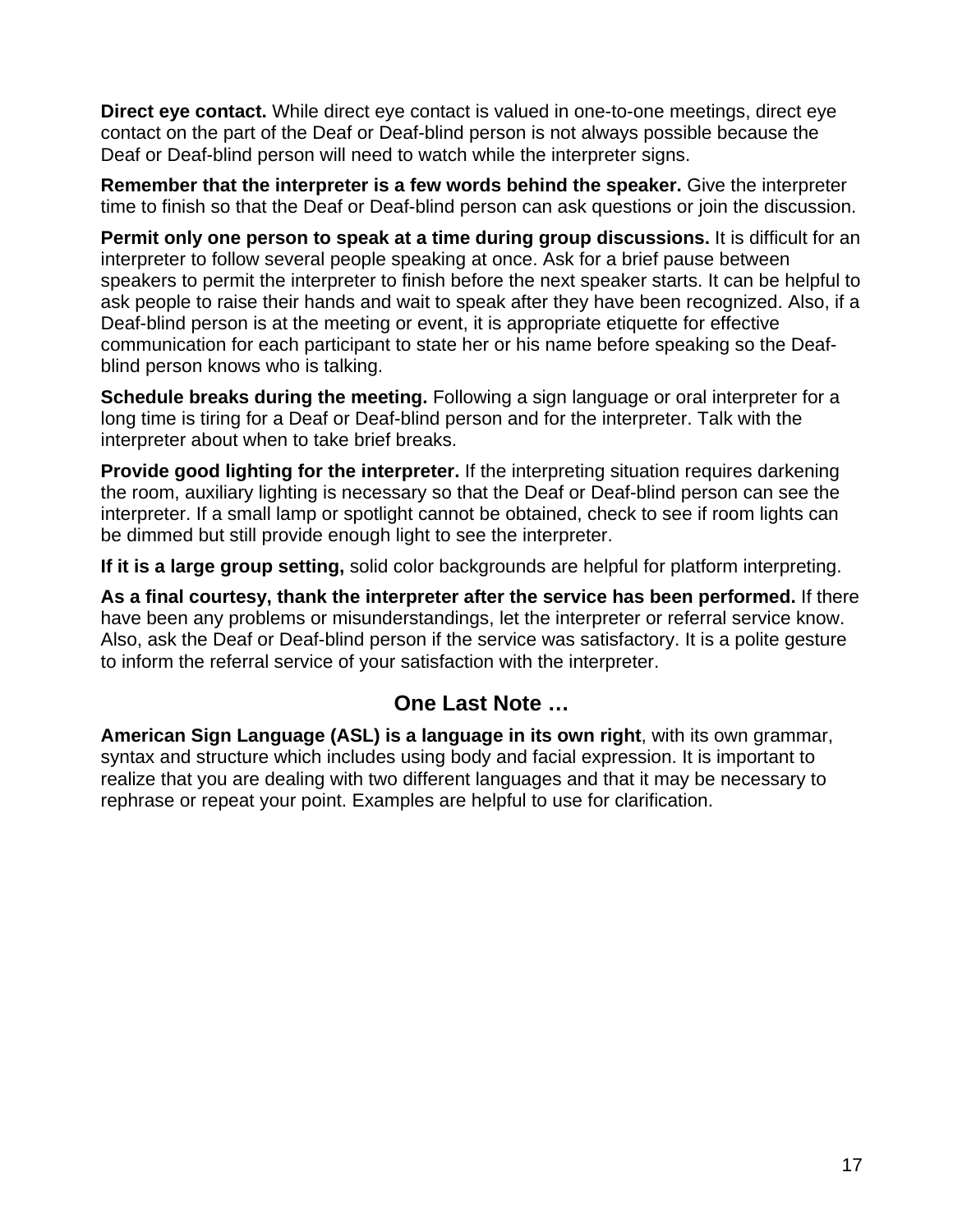**Direct eye contact.** While direct eye contact is valued in one-to-one meetings, direct eye contact on the part of the Deaf or Deaf-blind person is not always possible because the Deaf or Deaf-blind person will need to watch while the interpreter signs.

**Remember that the interpreter is a few words behind the speaker.** Give the interpreter time to finish so that the Deaf or Deaf-blind person can ask questions or join the discussion.

**Permit only one person to speak at a time during group discussions.** It is difficult for an interpreter to follow several people speaking at once. Ask for a brief pause between speakers to permit the interpreter to finish before the next speaker starts. It can be helpful to ask people to raise their hands and wait to speak after they have been recognized. Also, if a Deaf-blind person is at the meeting or event, it is appropriate etiquette for effective communication for each participant to state her or his name before speaking so the Deaf-blind person knows who is talking.

**Schedule breaks during the meeting.** Following a sign language or oral interpreter for a long time is tiring for a Deaf or Deaf-blind person and for the interpreter. Talk with the interpreter about when to take brief breaks.

**Provide good lighting for the interpreter.** If the interpreting situation requires darkening the room, auxiliary lighting is necessary so that the Deaf or Deaf-blind person can see the interpreter. If a small lamp or spotlight cannot be obtained, check to see if room lights can be dimmed but still provide enough light to see the interpreter.

**If it is a large group setting,** solid color backgrounds are helpful for platform interpreting.

**As a final courtesy, thank the interpreter after the service has been performed.** If there have been any problems or misunderstandings, let the interpreter or referral service know. Also, ask the Deaf or Deaf-blind person if the service was satisfactory. It is a polite gesture to inform the referral service of your satisfaction with the interpreter.

## One Last Note …

**American Sign Language (ASL) is a language in its own right**, with its own grammar, syntax and structure which includes using body and facial expression. It is important to realize that you are dealing with two different languages and that it may be necessary to rephrase or repeat your point. Examples are helpful to use for clarification.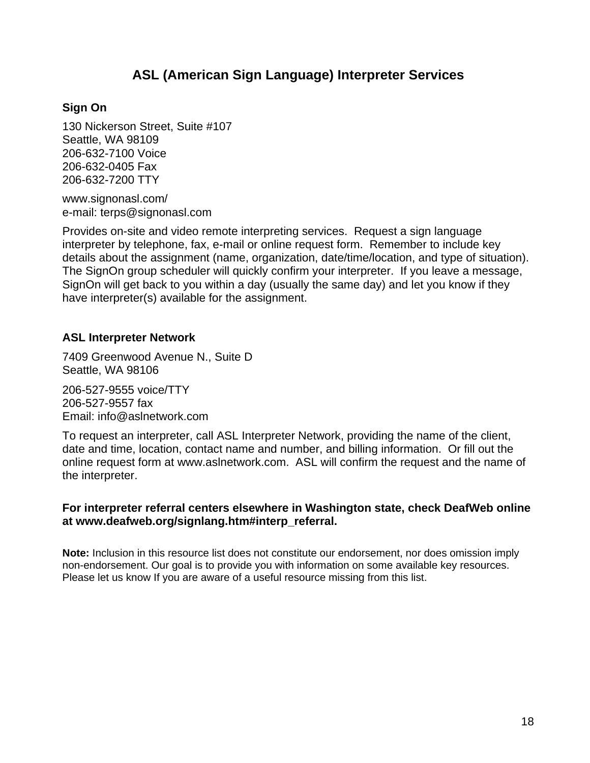# ASL (American Sign Language) Interpreter Services

### Sign On

130 Nickerson Street, Suite #107
Seattle, WA 98109
206-632-7100 Voice
206-632-0405 Fax
206-632-7200 TTY

www.signonasl.com/
e-mail: terps@signonasl.com

Provides on-site and video remote interpreting services. Request a sign language interpreter by telephone, fax, e-mail or online request form. Remember to include key details about the assignment (name, organization, date/time/location, and type of situation). The SignOn group scheduler will quickly confirm your interpreter. If you leave a message, SignOn will get back to you within a day (usually the same day) and let you know if they have interpreter(s) available for the assignment.

### ASL Interpreter Network

7409 Greenwood Avenue N., Suite D
Seattle, WA 98106

206-527-9555 voice/TTY
206-527-9557 fax
Email: info@aslnetwork.com

To request an interpreter, call ASL Interpreter Network, providing the name of the client, date and time, location, contact name and number, and billing information. Or fill out the online request form at www.aslnetwork.com. ASL will confirm the request and the name of the interpreter.

**For interpreter referral centers elsewhere in Washington state, check DeafWeb online at www.deafweb.org/signlang.htm#interp_referral.**

**Note:** Inclusion in this resource list does not constitute our endorsement, nor does omission imply non-endorsement. Our goal is to provide you with information on some available key resources. Please let us know If you are aware of a useful resource missing from this list.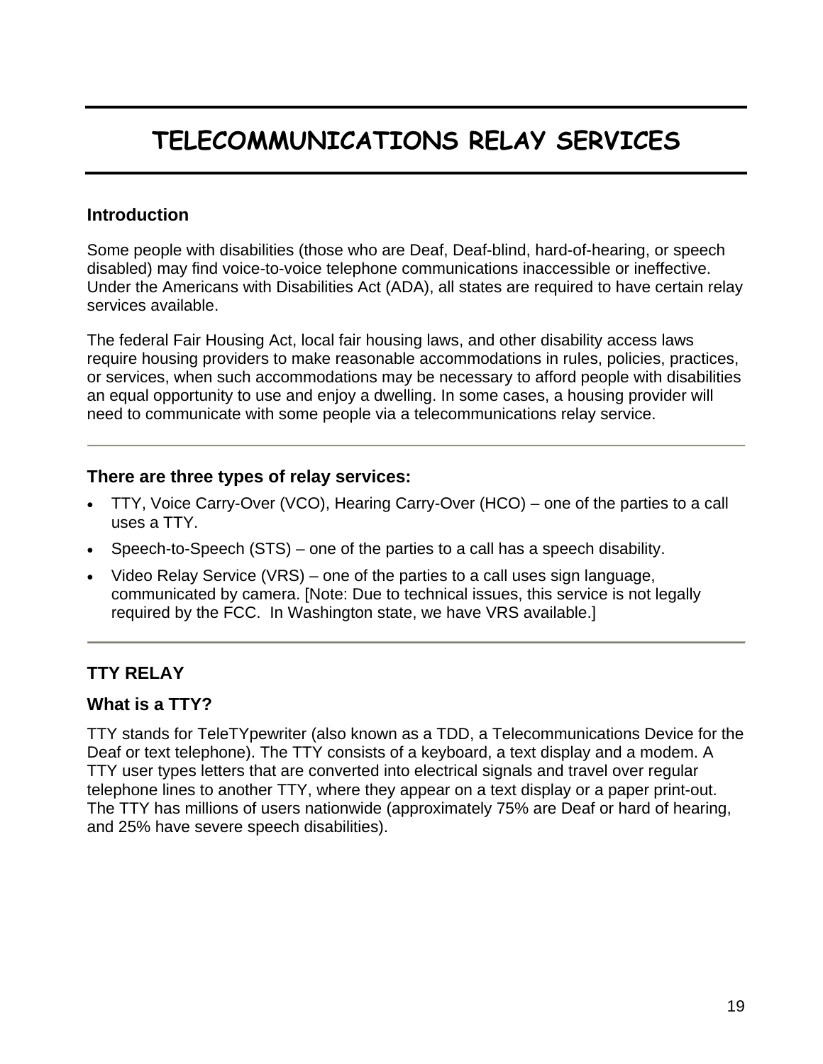# TELECOMMUNICATIONS RELAY SERVICES

## Introduction

Some people with disabilities (those who are Deaf, Deaf-blind, hard-of-hearing, or speech disabled) may find voice-to-voice telephone communications inaccessible or ineffective. Under the Americans with Disabilities Act (ADA), all states are required to have certain relay services available.

The federal Fair Housing Act, local fair housing laws, and other disability access laws require housing providers to make reasonable accommodations in rules, policies, practices, or services, when such accommodations may be necessary to afford people with disabilities an equal opportunity to use and enjoy a dwelling. In some cases, a housing provider will need to communicate with some people via a telecommunications relay service.

---

## There are three types of relay services:

- TTY, Voice Carry-Over (VCO), Hearing Carry-Over (HCO) – one of the parties to a call uses a TTY.
- Speech-to-Speech (STS) – one of the parties to a call has a speech disability.
- Video Relay Service (VRS) – one of the parties to a call uses sign language, communicated by camera. [Note: Due to technical issues, this service is not legally required by the FCC. In Washington state, we have VRS available.]

---

## TTY RELAY

### What is a TTY?

TTY stands for TeleTYpewriter (also known as a TDD, a Telecommunications Device for the Deaf or text telephone). The TTY consists of a keyboard, a text display and a modem. A TTY user types letters that are converted into electrical signals and travel over regular telephone lines to another TTY, where they appear on a text display or a paper print-out. The TTY has millions of users nationwide (approximately 75% are Deaf or hard of hearing, and 25% have severe speech disabilities).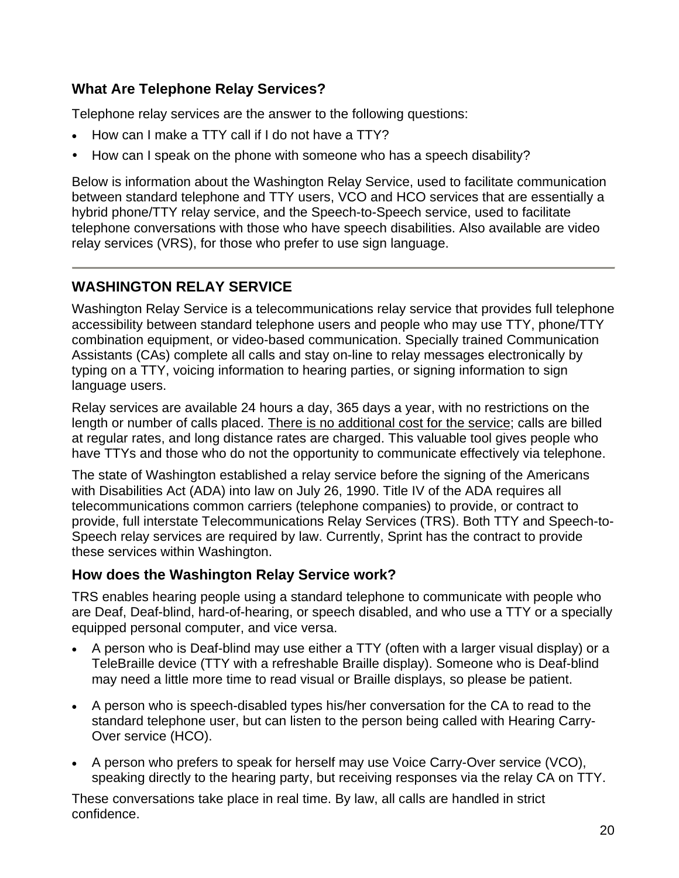### What Are Telephone Relay Services?

Telephone relay services are the answer to the following questions:

- How can I make a TTY call if I do not have a TTY?
- How can I speak on the phone with someone who has a speech disability?

Below is information about the Washington Relay Service, used to facilitate communication between standard telephone and TTY users, VCO and HCO services that are essentially a hybrid phone/TTY relay service, and the Speech-to-Speech service, used to facilitate telephone conversations with those who have speech disabilities. Also available are video relay services (VRS), for those who prefer to use sign language.

---

## WASHINGTON RELAY SERVICE

Washington Relay Service is a telecommunications relay service that provides full telephone accessibility between standard telephone users and people who may use TTY, phone/TTY combination equipment, or video-based communication. Specially trained Communication Assistants (CAs) complete all calls and stay on-line to relay messages electronically by typing on a TTY, voicing information to hearing parties, or signing information to sign language users.

Relay services are available 24 hours a day, 365 days a year, with no restrictions on the length or number of calls placed. <u>There is no additional cost for the service</u>; calls are billed at regular rates, and long distance rates are charged. This valuable tool gives people who have TTYs and those who do not the opportunity to communicate effectively via telephone.

The state of Washington established a relay service before the signing of the Americans with Disabilities Act (ADA) into law on July 26, 1990. Title IV of the ADA requires all telecommunications common carriers (telephone companies) to provide, or contract to provide, full interstate Telecommunications Relay Services (TRS). Both TTY and Speech-to-Speech relay services are required by law. Currently, Sprint has the contract to provide these services within Washington.

### How does the Washington Relay Service work?

TRS enables hearing people using a standard telephone to communicate with people who are Deaf, Deaf-blind, hard-of-hearing, or speech disabled, and who use a TTY or a specially equipped personal computer, and vice versa.

- A person who is Deaf-blind may use either a TTY (often with a larger visual display) or a TeleBraille device (TTY with a refreshable Braille display). Someone who is Deaf-blind may need a little more time to read visual or Braille displays, so please be patient.
- A person who is speech-disabled types his/her conversation for the CA to read to the standard telephone user, but can listen to the person being called with Hearing Carry-Over service (HCO).
- A person who prefers to speak for herself may use Voice Carry-Over service (VCO), speaking directly to the hearing party, but receiving responses via the relay CA on TTY.

These conversations take place in real time. By law, all calls are handled in strict confidence.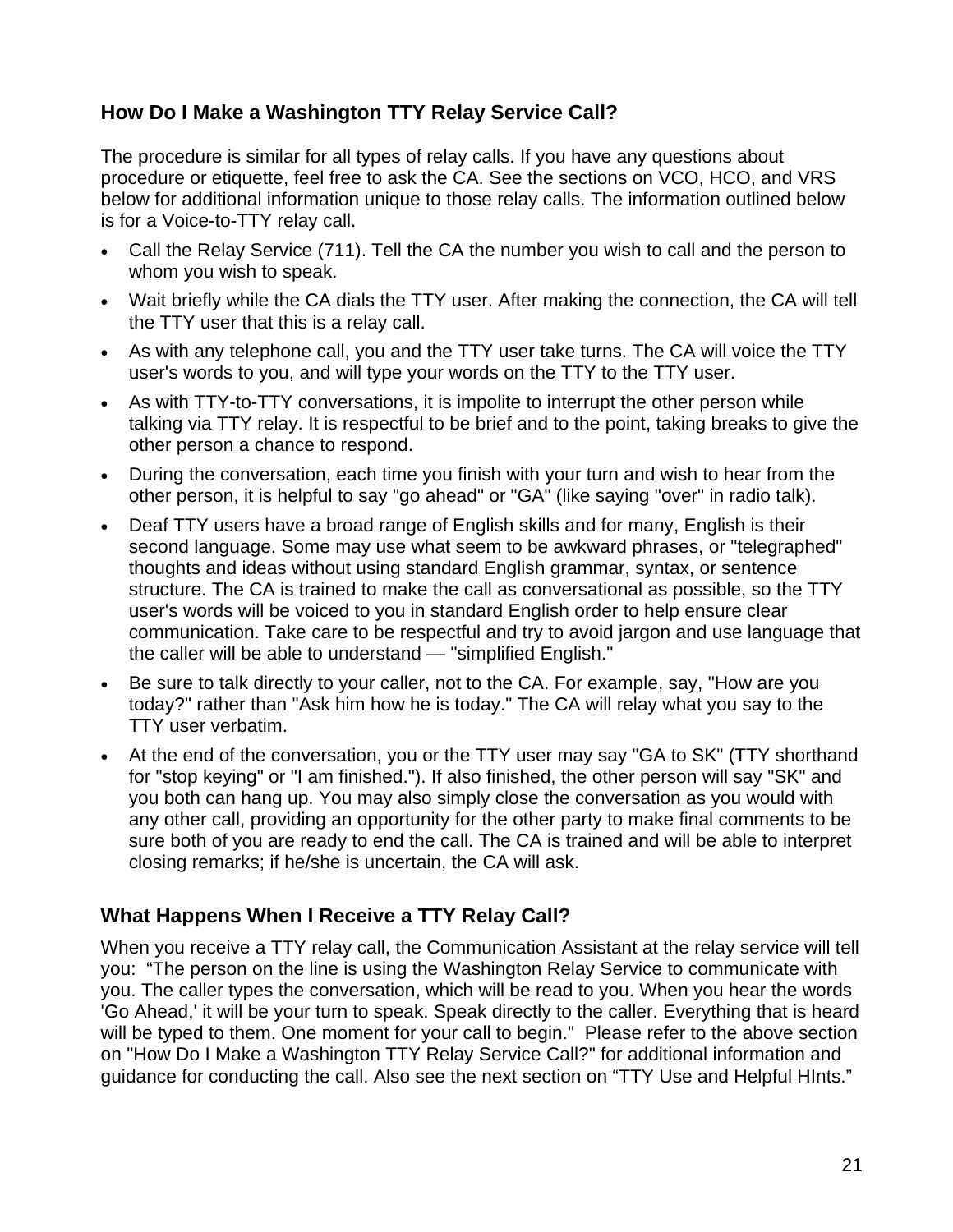## How Do I Make a Washington TTY Relay Service Call?

The procedure is similar for all types of relay calls. If you have any questions about procedure or etiquette, feel free to ask the CA. See the sections on VCO, HCO, and VRS below for additional information unique to those relay calls. The information outlined below is for a Voice-to-TTY relay call.

- Call the Relay Service (711). Tell the CA the number you wish to call and the person to whom you wish to speak.
- Wait briefly while the CA dials the TTY user. After making the connection, the CA will tell the TTY user that this is a relay call.
- As with any telephone call, you and the TTY user take turns. The CA will voice the TTY user's words to you, and will type your words on the TTY to the TTY user.
- As with TTY-to-TTY conversations, it is impolite to interrupt the other person while talking via TTY relay. It is respectful to be brief and to the point, taking breaks to give the other person a chance to respond.
- During the conversation, each time you finish with your turn and wish to hear from the other person, it is helpful to say "go ahead" or "GA" (like saying "over" in radio talk).
- Deaf TTY users have a broad range of English skills and for many, English is their second language. Some may use what seem to be awkward phrases, or "telegraphed" thoughts and ideas without using standard English grammar, syntax, or sentence structure. The CA is trained to make the call as conversational as possible, so the TTY user's words will be voiced to you in standard English order to help ensure clear communication. Take care to be respectful and try to avoid jargon and use language that the caller will be able to understand — "simplified English."
- Be sure to talk directly to your caller, not to the CA. For example, say, "How are you today?" rather than "Ask him how he is today." The CA will relay what you say to the TTY user verbatim.
- At the end of the conversation, you or the TTY user may say "GA to SK" (TTY shorthand for "stop keying" or "I am finished."). If also finished, the other person will say "SK" and you both can hang up. You may also simply close the conversation as you would with any other call, providing an opportunity for the other party to make final comments to be sure both of you are ready to end the call. The CA is trained and will be able to interpret closing remarks; if he/she is uncertain, the CA will ask.

## What Happens When I Receive a TTY Relay Call?

When you receive a TTY relay call, the Communication Assistant at the relay service will tell you: "The person on the line is using the Washington Relay Service to communicate with you. The caller types the conversation, which will be read to you. When you hear the words 'Go Ahead,' it will be your turn to speak. Speak directly to the caller. Everything that is heard will be typed to them. One moment for your call to begin." Please refer to the above section on "How Do I Make a Washington TTY Relay Service Call?" for additional information and guidance for conducting the call. Also see the next section on "TTY Use and Helpful HInts."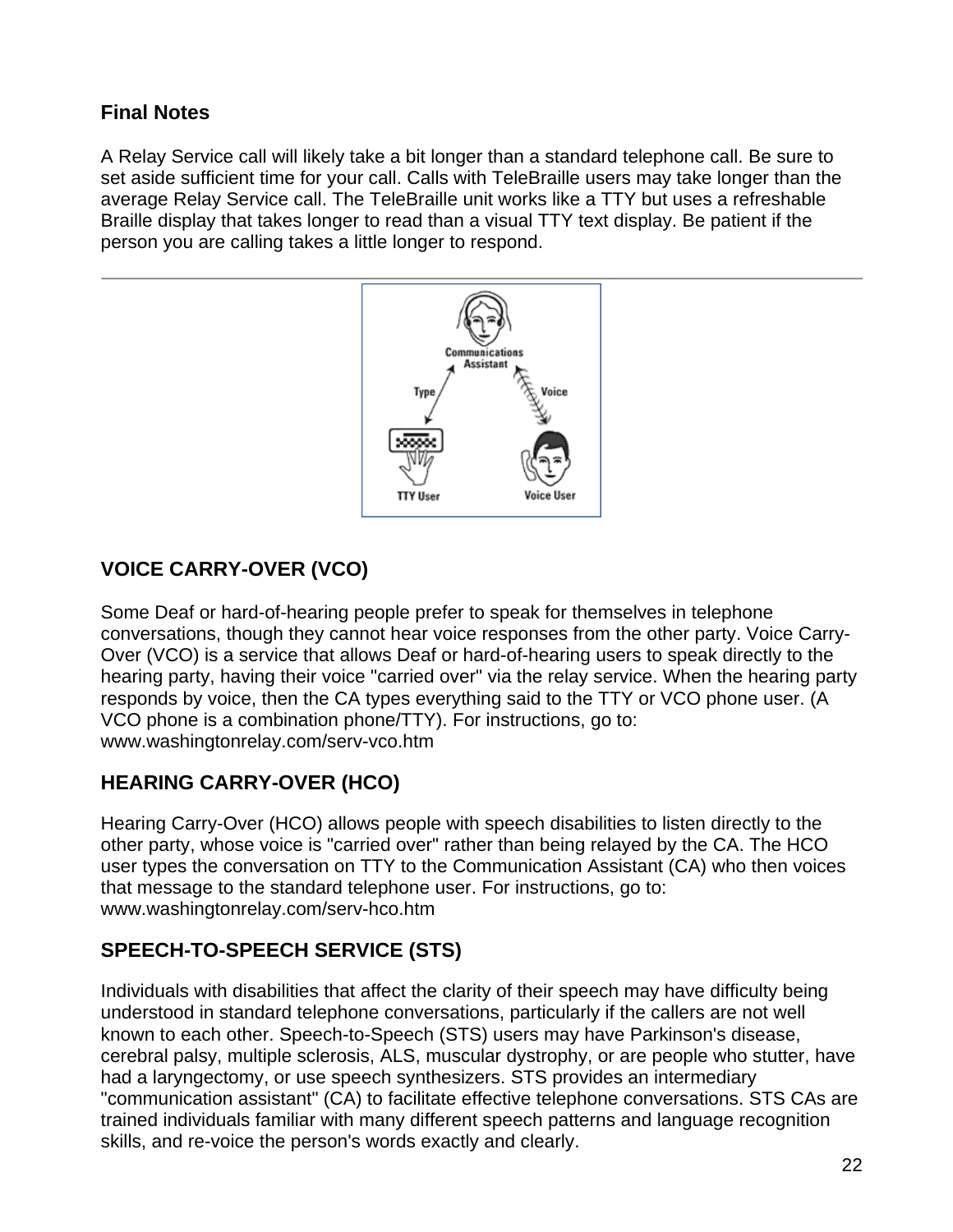## Final Notes

A Relay Service call will likely take a bit longer than a standard telephone call. Be sure to set aside sufficient time for your call. Calls with TeleBraille users may take longer than the average Relay Service call. The TeleBraille unit works like a TTY but uses a refreshable Braille display that takes longer to read than a visual TTY text display. Be patient if the person you are calling takes a little longer to respond.

---

## VOICE CARRY-OVER (VCO)

Some Deaf or hard-of-hearing people prefer to speak for themselves in telephone conversations, though they cannot hear voice responses from the other party. Voice Carry-Over (VCO) is a service that allows Deaf or hard-of-hearing users to speak directly to the hearing party, having their voice "carried over" via the relay service. When the hearing party responds by voice, then the CA types everything said to the TTY or VCO phone user. (A VCO phone is a combination phone/TTY). For instructions, go to: www.washingtonrelay.com/serv-vco.htm

## HEARING CARRY-OVER (HCO)

Hearing Carry-Over (HCO) allows people with speech disabilities to listen directly to the other party, whose voice is "carried over" rather than being relayed by the CA. The HCO user types the conversation on TTY to the Communication Assistant (CA) who then voices that message to the standard telephone user. For instructions, go to: www.washingtonrelay.com/serv-hco.htm

## SPEECH-TO-SPEECH SERVICE (STS)

Individuals with disabilities that affect the clarity of their speech may have difficulty being understood in standard telephone conversations, particularly if the callers are not well known to each other. Speech-to-Speech (STS) users may have Parkinson's disease, cerebral palsy, multiple sclerosis, ALS, muscular dystrophy, or are people who stutter, have had a laryngectomy, or use speech synthesizers. STS provides an intermediary "communication assistant" (CA) to facilitate effective telephone conversations. STS CAs are trained individuals familiar with many different speech patterns and language recognition skills, and re-voice the person's words exactly and clearly.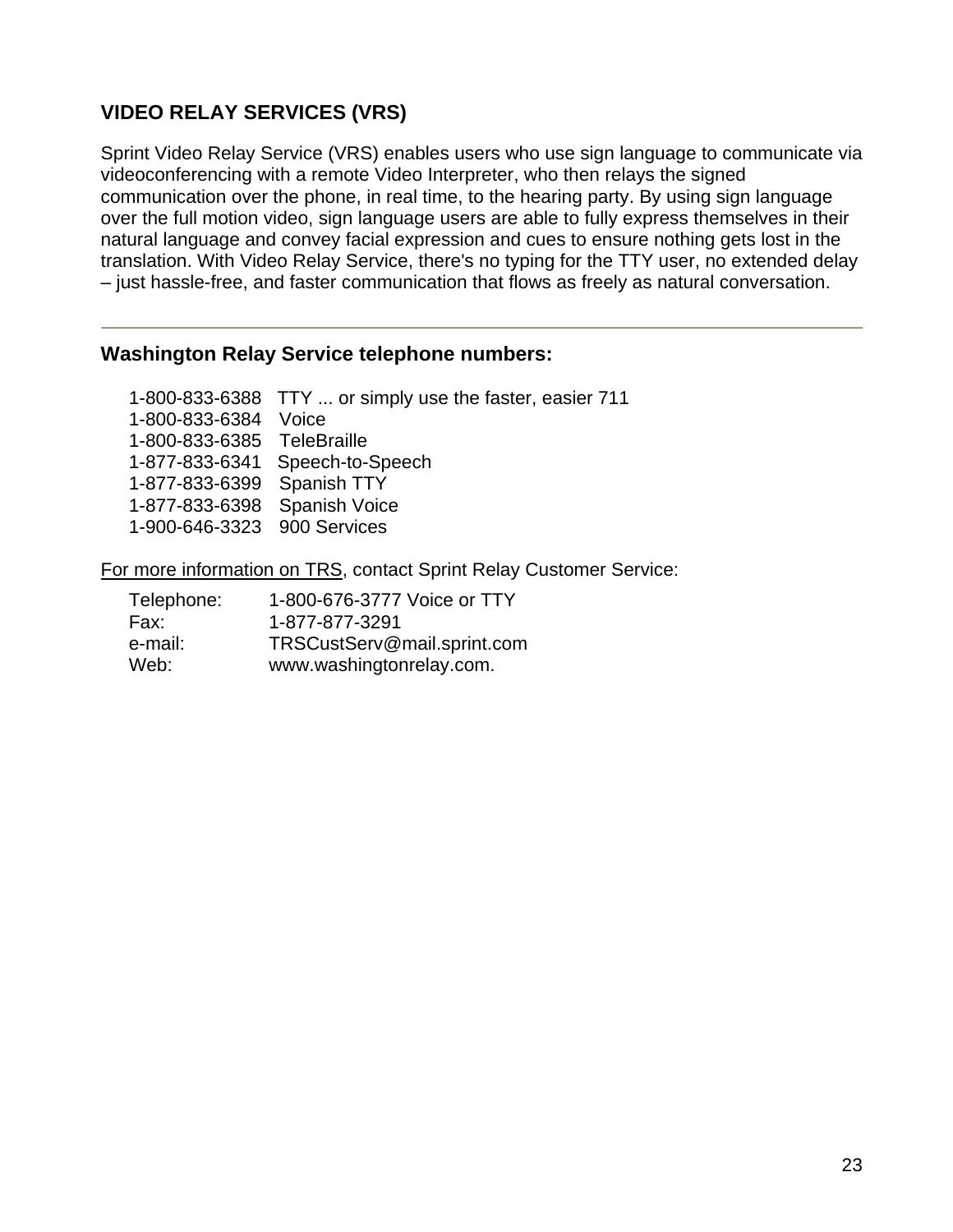## VIDEO RELAY SERVICES (VRS)

Sprint Video Relay Service (VRS) enables users who use sign language to communicate via videoconferencing with a remote Video Interpreter, who then relays the signed communication over the phone, in real time, to the hearing party. By using sign language over the full motion video, sign language users are able to fully express themselves in their natural language and convey facial expression and cues to ensure nothing gets lost in the translation. With Video Relay Service, there's no typing for the TTY user, no extended delay – just hassle-free, and faster communication that flows as freely as natural conversation.

---

### Washington Relay Service telephone numbers:

1-800-833-6388 TTY ... or simply use the faster, easier 711
1-800-833-6384 Voice
1-800-833-6385 TeleBraille
1-877-833-6341 Speech-to-Speech
1-877-833-6399 Spanish TTY
1-877-833-6398 Spanish Voice
1-900-646-3323 900 Services

For more information on TRS, contact Sprint Relay Customer Service:

Telephone: 1-800-676-3777 Voice or TTY
Fax: 1-877-877-3291
e-mail: TRSCustServ@mail.sprint.com
Web: www.washingtonrelay.com.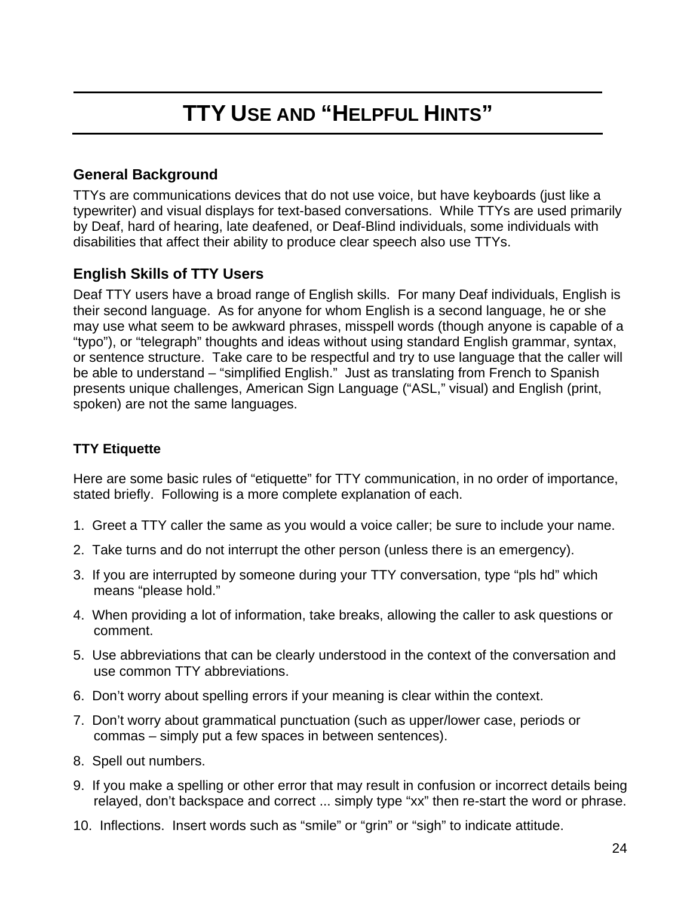# TTY USE AND "HELPFUL HINTS"

## General Background

TTYs are communications devices that do not use voice, but have keyboards (just like a typewriter) and visual displays for text-based conversations. While TTYs are used primarily by Deaf, hard of hearing, late deafened, or Deaf-Blind individuals, some individuals with disabilities that affect their ability to produce clear speech also use TTYs.

## English Skills of TTY Users

Deaf TTY users have a broad range of English skills. For many Deaf individuals, English is their second language. As for anyone for whom English is a second language, he or she may use what seem to be awkward phrases, misspell words (though anyone is capable of a "typo"), or "telegraph" thoughts and ideas without using standard English grammar, syntax, or sentence structure. Take care to be respectful and try to use language that the caller will be able to understand – "simplified English." Just as translating from French to Spanish presents unique challenges, American Sign Language ("ASL," visual) and English (print, spoken) are not the same languages.

### TTY Etiquette

Here are some basic rules of "etiquette" for TTY communication, in no order of importance, stated briefly. Following is a more complete explanation of each.

1. Greet a TTY caller the same as you would a voice caller; be sure to include your name.
2. Take turns and do not interrupt the other person (unless there is an emergency).
3. If you are interrupted by someone during your TTY conversation, type "pls hd" which means "please hold."
4. When providing a lot of information, take breaks, allowing the caller to ask questions or comment.
5. Use abbreviations that can be clearly understood in the context of the conversation and use common TTY abbreviations.
6. Don't worry about spelling errors if your meaning is clear within the context.
7. Don't worry about grammatical punctuation (such as upper/lower case, periods or commas – simply put a few spaces in between sentences).
8. Spell out numbers.
9. If you make a spelling or other error that may result in confusion or incorrect details being relayed, don't backspace and correct ... simply type "xx" then re-start the word or phrase.
10. Inflections. Insert words such as "smile" or "grin" or "sigh" to indicate attitude.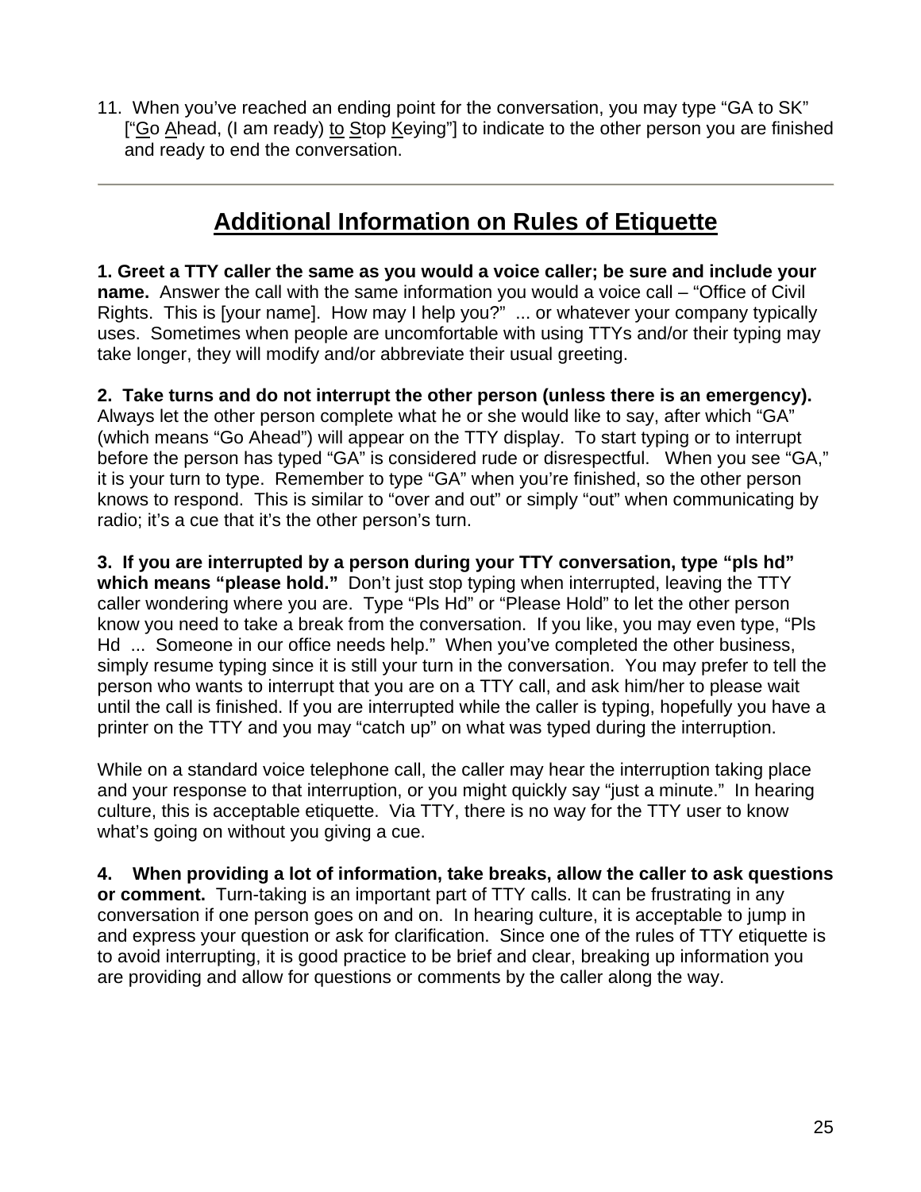11. When you've reached an ending point for the conversation, you may type "GA to SK" ["Go Ahead, (I am ready) to Stop Keying"] to indicate to the other person you are finished and ready to end the conversation.

---

## Additional Information on Rules of Etiquette

**1. Greet a TTY caller the same as you would a voice caller; be sure and include your name.** Answer the call with the same information you would a voice call – "Office of Civil Rights. This is [your name]. How may I help you?" ... or whatever your company typically uses. Sometimes when people are uncomfortable with using TTYs and/or their typing may take longer, they will modify and/or abbreviate their usual greeting.

**2. Take turns and do not interrupt the other person (unless there is an emergency).** Always let the other person complete what he or she would like to say, after which "GA" (which means "Go Ahead") will appear on the TTY display. To start typing or to interrupt before the person has typed "GA" is considered rude or disrespectful. When you see "GA," it is your turn to type. Remember to type "GA" when you're finished, so the other person knows to respond. This is similar to "over and out" or simply "out" when communicating by radio; it's a cue that it's the other person's turn.

**3. If you are interrupted by a person during your TTY conversation, type "pls hd" which means "please hold."** Don't just stop typing when interrupted, leaving the TTY caller wondering where you are. Type "Pls Hd" or "Please Hold" to let the other person know you need to take a break from the conversation. If you like, you may even type, "Pls Hd ... Someone in our office needs help." When you've completed the other business, simply resume typing since it is still your turn in the conversation. You may prefer to tell the person who wants to interrupt that you are on a TTY call, and ask him/her to please wait until the call is finished. If you are interrupted while the caller is typing, hopefully you have a printer on the TTY and you may "catch up" on what was typed during the interruption.

While on a standard voice telephone call, the caller may hear the interruption taking place and your response to that interruption, or you might quickly say "just a minute." In hearing culture, this is acceptable etiquette. Via TTY, there is no way for the TTY user to know what's going on without you giving a cue.

**4. When providing a lot of information, take breaks, allow the caller to ask questions or comment.** Turn-taking is an important part of TTY calls. It can be frustrating in any conversation if one person goes on and on. In hearing culture, it is acceptable to jump in and express your question or ask for clarification. Since one of the rules of TTY etiquette is to avoid interrupting, it is good practice to be brief and clear, breaking up information you are providing and allow for questions or comments by the caller along the way.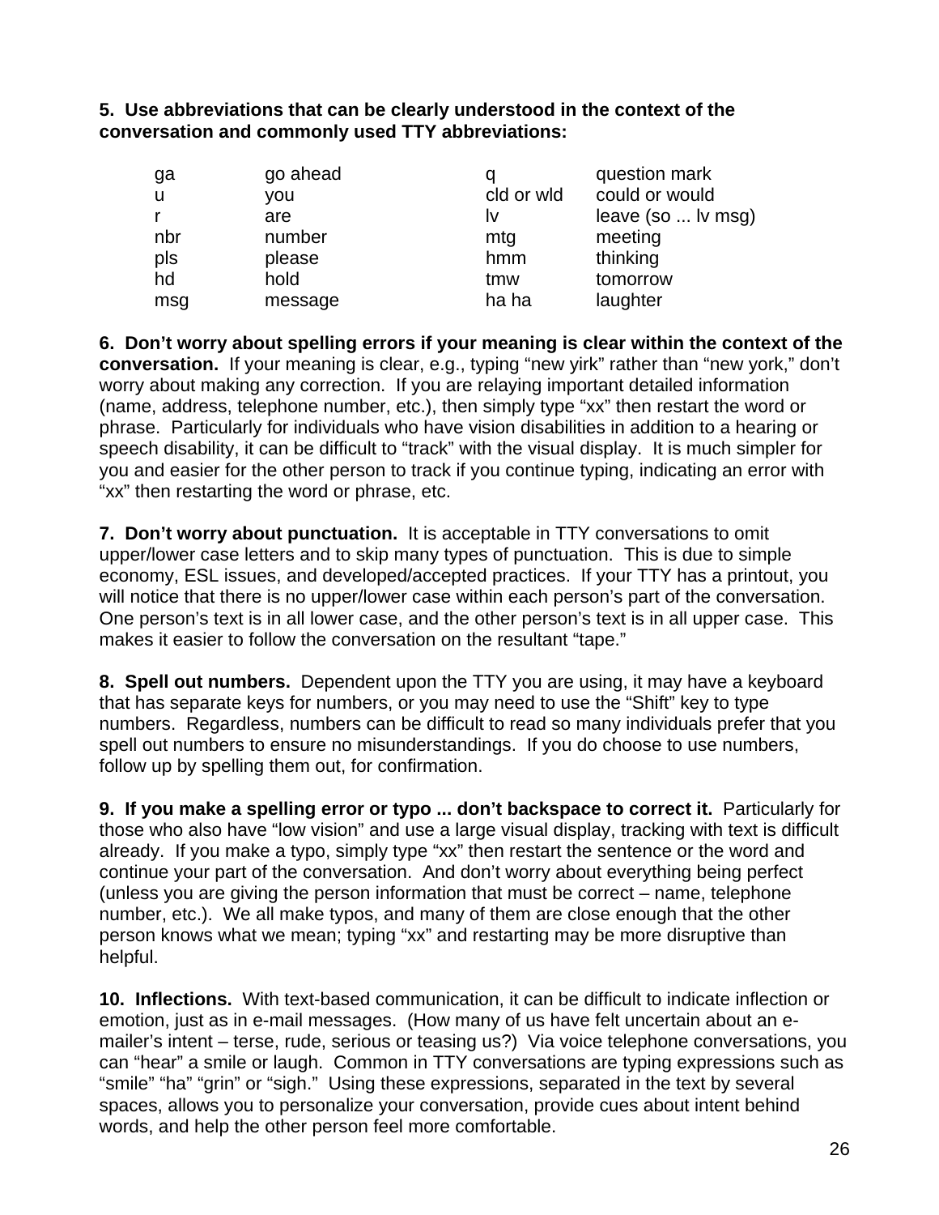**5. Use abbreviations that can be clearly understood in the context of the conversation and commonly used TTY abbreviations:**

| | | | |
|---|---|---|---|
| ga | go ahead | q | question mark |
| u | you | cld or wld | could or would |
| r | are | lv | leave (so ... lv msg) |
| nbr | number | mtg | meeting |
| pls | please | hmm | thinking |
| hd | hold | tmw | tomorrow |
| msg | message | ha ha | laughter |

**6. Don't worry about spelling errors if your meaning is clear within the context of the conversation.** If your meaning is clear, e.g., typing "new yirk" rather than "new york," don't worry about making any correction. If you are relaying important detailed information (name, address, telephone number, etc.), then simply type "xx" then restart the word or phrase. Particularly for individuals who have vision disabilities in addition to a hearing or speech disability, it can be difficult to "track" with the visual display. It is much simpler for you and easier for the other person to track if you continue typing, indicating an error with "xx" then restarting the word or phrase, etc.

**7. Don't worry about punctuation.** It is acceptable in TTY conversations to omit upper/lower case letters and to skip many types of punctuation. This is due to simple economy, ESL issues, and developed/accepted practices. If your TTY has a printout, you will notice that there is no upper/lower case within each person's part of the conversation. One person's text is in all lower case, and the other person's text is in all upper case. This makes it easier to follow the conversation on the resultant "tape."

**8. Spell out numbers.** Dependent upon the TTY you are using, it may have a keyboard that has separate keys for numbers, or you may need to use the "Shift" key to type numbers. Regardless, numbers can be difficult to read so many individuals prefer that you spell out numbers to ensure no misunderstandings. If you do choose to use numbers, follow up by spelling them out, for confirmation.

**9. If you make a spelling error or typo ... don't backspace to correct it.** Particularly for those who also have "low vision" and use a large visual display, tracking with text is difficult already. If you make a typo, simply type "xx" then restart the sentence or the word and continue your part of the conversation. And don't worry about everything being perfect (unless you are giving the person information that must be correct – name, telephone number, etc.). We all make typos, and many of them are close enough that the other person knows what we mean; typing "xx" and restarting may be more disruptive than helpful.

**10. Inflections.** With text-based communication, it can be difficult to indicate inflection or emotion, just as in e-mail messages. (How many of us have felt uncertain about an e-mailer's intent – terse, rude, serious or teasing us?) Via voice telephone conversations, you can "hear" a smile or laugh. Common in TTY conversations are typing expressions such as "smile" "ha" "grin" or "sigh." Using these expressions, separated in the text by several spaces, allows you to personalize your conversation, provide cues about intent behind words, and help the other person feel more comfortable.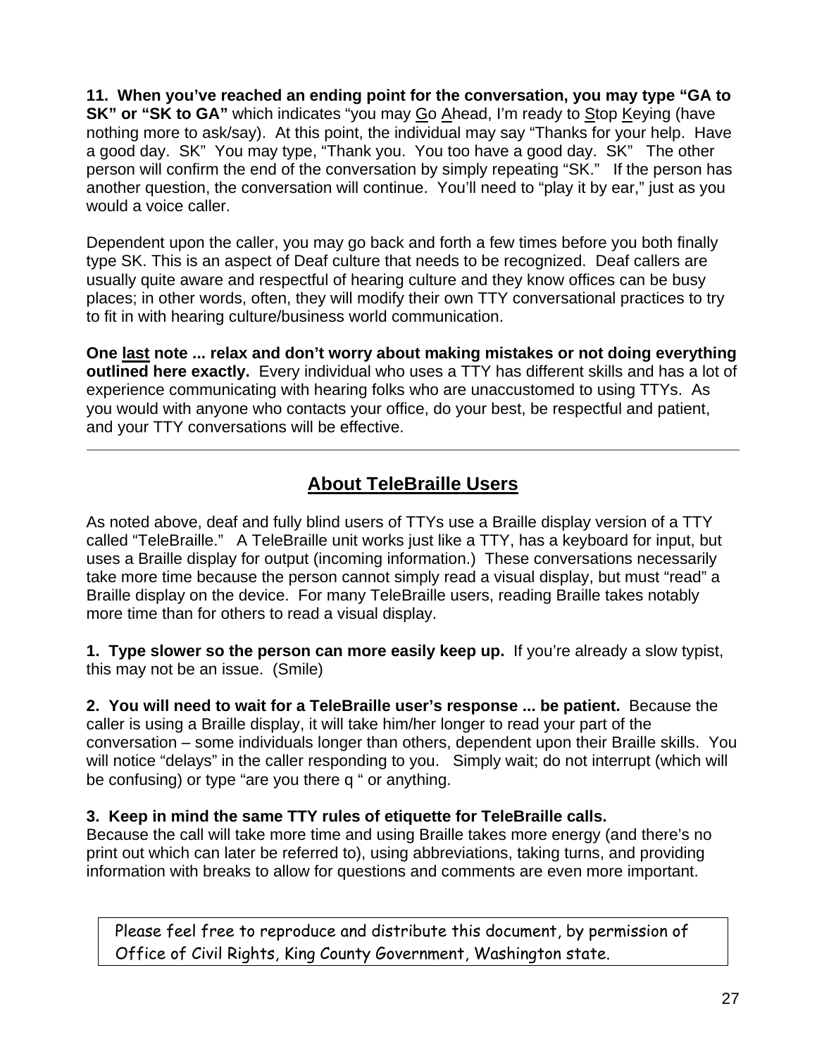**11. When you've reached an ending point for the conversation, you may type "GA to SK" or "SK to GA"** which indicates "you may Go Ahead, I'm ready to Stop Keying (have nothing more to ask/say). At this point, the individual may say "Thanks for your help. Have a good day. SK" You may type, "Thank you. You too have a good day. SK" The other person will confirm the end of the conversation by simply repeating "SK." If the person has another question, the conversation will continue. You'll need to "play it by ear," just as you would a voice caller.

Dependent upon the caller, you may go back and forth a few times before you both finally type SK. This is an aspect of Deaf culture that needs to be recognized. Deaf callers are usually quite aware and respectful of hearing culture and they know offices can be busy places; in other words, often, they will modify their own TTY conversational practices to try to fit in with hearing culture/business world communication.

**One last note ... relax and don't worry about making mistakes or not doing everything outlined here exactly.** Every individual who uses a TTY has different skills and has a lot of experience communicating with hearing folks who are unaccustomed to using TTYs. As you would with anyone who contacts your office, do your best, be respectful and patient, and your TTY conversations will be effective.

---

## About TeleBraille Users

As noted above, deaf and fully blind users of TTYs use a Braille display version of a TTY called "TeleBraille." A TeleBraille unit works just like a TTY, has a keyboard for input, but uses a Braille display for output (incoming information.) These conversations necessarily take more time because the person cannot simply read a visual display, but must "read" a Braille display on the device. For many TeleBraille users, reading Braille takes notably more time than for others to read a visual display.

**1. Type slower so the person can more easily keep up.** If you're already a slow typist, this may not be an issue. (Smile)

**2. You will need to wait for a TeleBraille user's response ... be patient.** Because the caller is using a Braille display, it will take him/her longer to read your part of the conversation – some individuals longer than others, dependent upon their Braille skills. You will notice "delays" in the caller responding to you. Simply wait; do not interrupt (which will be confusing) or type "are you there q " or anything.

**3. Keep in mind the same TTY rules of etiquette for TeleBraille calls.**
Because the call will take more time and using Braille takes more energy (and there's no print out which can later be referred to), using abbreviations, taking turns, and providing information with breaks to allow for questions and comments are even more important.

Please feel free to reproduce and distribute this document, by permission of Office of Civil Rights, King County Government, Washington state.